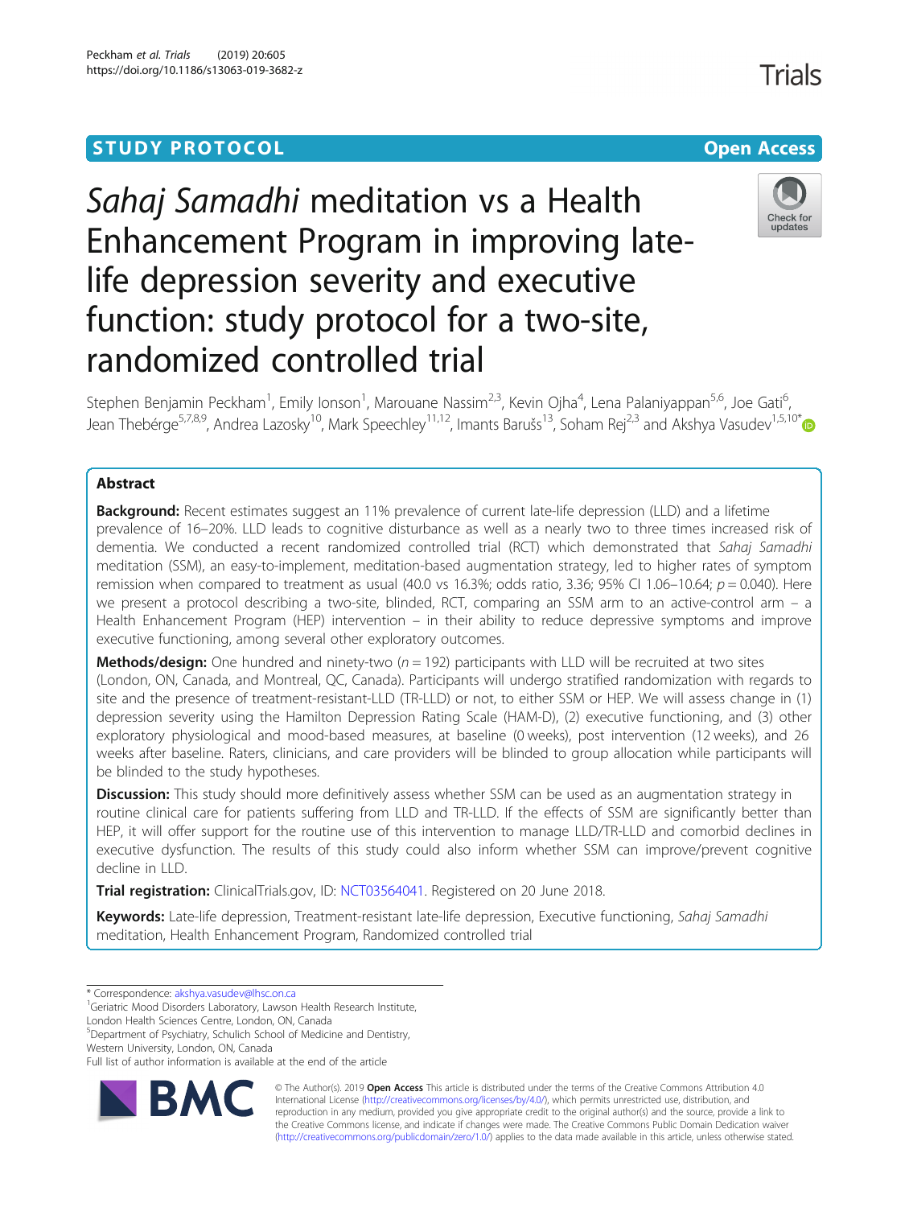STUDY PROTOCOL

Open Access

# *Sahaj Samadhi* meditation vs a Health Enhancement Program in improving late-life depression severity and executive function: study protocol for a two-site, randomized controlled trial

Stephen Benjamin Peckham[1], Emily Ionson[1], Marouane Nassim[2,3], Kevin Ojha[4], Lena Palaniyappan[5,6], Joe Gati[6], Jean Thebérge[5,7,8,9], Andrea Lazosky[10], Mark Speechley[11,12], Imants Barušs[13], Soham Rej[2,3] and Akshya Vasudev[1,5,10*]

## Abstract

**Background:** Recent estimates suggest an 11% prevalence of current late-life depression (LLD) and a lifetime prevalence of 16–20%. LLD leads to cognitive disturbance as well as a nearly two to three times increased risk of dementia. We conducted a recent randomized controlled trial (RCT) which demonstrated that *Sahaj Samadhi* meditation (SSM), an easy-to-implement, meditation-based augmentation strategy, led to higher rates of symptom remission when compared to treatment as usual (40.0 vs 16.3%; odds ratio, 3.36; 95% CI 1.06–10.64; $p = 0.040$). Here we present a protocol describing a two-site, blinded, RCT, comparing an SSM arm to an active-control arm – a Health Enhancement Program (HEP) intervention – in their ability to reduce depressive symptoms and improve executive functioning, among several other exploratory outcomes.

**Methods/design:** One hundred and ninety-two ($n = 192$) participants with LLD will be recruited at two sites (London, ON, Canada, and Montreal, QC, Canada). Participants will undergo stratified randomization with regards to site and the presence of treatment-resistant-LLD (TR-LLD) or not, to either SSM or HEP. We will assess change in (1) depression severity using the Hamilton Depression Rating Scale (HAM-D), (2) executive functioning, and (3) other exploratory physiological and mood-based measures, at baseline (0 weeks), post intervention (12 weeks), and 26 weeks after baseline. Raters, clinicians, and care providers will be blinded to group allocation while participants will be blinded to the study hypotheses.

**Discussion:** This study should more definitively assess whether SSM can be used as an augmentation strategy in routine clinical care for patients suffering from LLD and TR-LLD. If the effects of SSM are significantly better than HEP, it will offer support for the routine use of this intervention to manage LLD/TR-LLD and comorbid declines in executive dysfunction. The results of this study could also inform whether SSM can improve/prevent cognitive decline in LLD.

**Trial registration:** ClinicalTrials.gov, ID: NCT03564041. Registered on 20 June 2018.

**Keywords:** Late-life depression, Treatment-resistant late-life depression, Executive functioning, *Sahaj Samadhi* meditation, Health Enhancement Program, Randomized controlled trial

---

\* Correspondence: akshya.vasudev@lhsc.on.ca
[1]Geriatric Mood Disorders Laboratory, Lawson Health Research Institute, London Health Sciences Centre, London, ON, Canada
[5]Department of Psychiatry, Schulich School of Medicine and Dentistry, Western University, London, ON, Canada
Full list of author information is available at the end of the article

© The Author(s). 2019 **Open Access** This article is distributed under the terms of the Creative Commons Attribution 4.0 International License (http://creativecommons.org/licenses/by/4.0/), which permits unrestricted use, distribution, and reproduction in any medium, provided you give appropriate credit to the original author(s) and the source, provide a link to the Creative Commons license, and indicate if changes were made. The Creative Commons Public Domain Dedication waiver (http://creativecommons.org/publicdomain/zero/1.0/) applies to the data made available in this article, unless otherwise stated.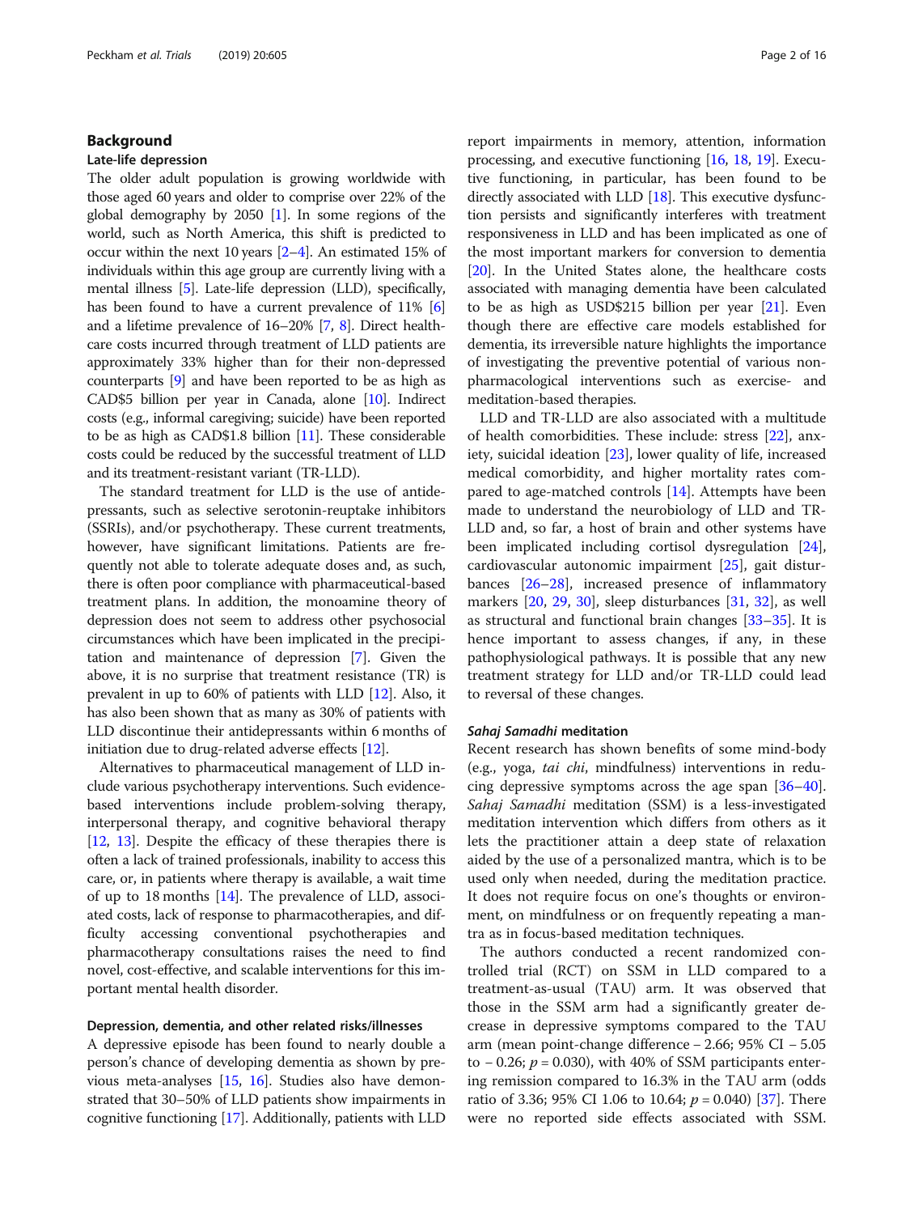## Background

### Late-life depression

The older adult population is growing worldwide with those aged 60 years and older to comprise over 22% of the global demography by 2050 [1]. In some regions of the world, such as North America, this shift is predicted to occur within the next 10 years [2–4]. An estimated 15% of individuals within this age group are currently living with a mental illness [5]. Late-life depression (LLD), specifically, has been found to have a current prevalence of 11% [6] and a lifetime prevalence of 16–20% [7, 8]. Direct healthcare costs incurred through treatment of LLD patients are approximately 33% higher than for their non-depressed counterparts [9] and have been reported to be as high as CAD$5 billion per year in Canada, alone [10]. Indirect costs (e.g., informal caregiving; suicide) have been reported to be as high as CAD$1.8 billion [11]. These considerable costs could be reduced by the successful treatment of LLD and its treatment-resistant variant (TR-LLD).

The standard treatment for LLD is the use of antidepressants, such as selective serotonin-reuptake inhibitors (SSRIs), and/or psychotherapy. These current treatments, however, have significant limitations. Patients are frequently not able to tolerate adequate doses and, as such, there is often poor compliance with pharmaceutical-based treatment plans. In addition, the monoamine theory of depression does not seem to address other psychosocial circumstances which have been implicated in the precipitation and maintenance of depression [7]. Given the above, it is no surprise that treatment resistance (TR) is prevalent in up to 60% of patients with LLD [12]. Also, it has also been shown that as many as 30% of patients with LLD discontinue their antidepressants within 6 months of initiation due to drug-related adverse effects [12].

Alternatives to pharmaceutical management of LLD include various psychotherapy interventions. Such evidence-based interventions include problem-solving therapy, interpersonal therapy, and cognitive behavioral therapy [12, 13]. Despite the efficacy of these therapies there is often a lack of trained professionals, inability to access this care, or, in patients where therapy is available, a wait time of up to 18 months [14]. The prevalence of LLD, associated costs, lack of response to pharmacotherapies, and difficulty accessing conventional psychotherapies and pharmacotherapy consultations raises the need to find novel, cost-effective, and scalable interventions for this important mental health disorder.

### Depression, dementia, and other related risks/illnesses

A depressive episode has been found to nearly double a person's chance of developing dementia as shown by previous meta-analyses [15, 16]. Studies also have demonstrated that 30–50% of LLD patients show impairments in cognitive functioning [17]. Additionally, patients with LLD report impairments in memory, attention, information processing, and executive functioning [16, 18, 19]. Executive functioning, in particular, has been found to be directly associated with LLD [18]. This executive dysfunction persists and significantly interferes with treatment responsiveness in LLD and has been implicated as one of the most important markers for conversion to dementia [20]. In the United States alone, the healthcare costs associated with managing dementia have been calculated to be as high as USD$215 billion per year [21]. Even though there are effective care models established for dementia, its irreversible nature highlights the importance of investigating the preventive potential of various non-pharmacological interventions such as exercise- and meditation-based therapies.

LLD and TR-LLD are also associated with a multitude of health comorbidities. These include: stress [22], anxiety, suicidal ideation [23], lower quality of life, increased medical comorbidity, and higher mortality rates compared to age-matched controls [14]. Attempts have been made to understand the neurobiology of LLD and TR-LLD and, so far, a host of brain and other systems have been implicated including cortisol dysregulation [24], cardiovascular autonomic impairment [25], gait disturbances [26–28], increased presence of inflammatory markers [20, 29, 30], sleep disturbances [31, 32], as well as structural and functional brain changes [33–35]. It is hence important to assess changes, if any, in these pathophysiological pathways. It is possible that any new treatment strategy for LLD and/or TR-LLD could lead to reversal of these changes.

### *Sahaj Samadhi* meditation

Recent research has shown benefits of some mind-body (e.g., yoga, *tai chi*, mindfulness) interventions in reducing depressive symptoms across the age span [36–40]. *Sahaj Samadhi* meditation (SSM) is a less-investigated meditation intervention which differs from others as it lets the practitioner attain a deep state of relaxation aided by the use of a personalized mantra, which is to be used only when needed, during the meditation practice. It does not require focus on one's thoughts or environment, on mindfulness or on frequently repeating a mantra as in focus-based meditation techniques.

The authors conducted a recent randomized controlled trial (RCT) on SSM in LLD compared to a treatment-as-usual (TAU) arm. It was observed that those in the SSM arm had a significantly greater decrease in depressive symptoms compared to the TAU arm (mean point-change difference – 2.66; 95% CI – 5.05 to – 0.26; $p = 0.030$), with 40% of SSM participants entering remission compared to 16.3% in the TAU arm (odds ratio of 3.36; 95% CI 1.06 to 10.64; $p = 0.040$) [37]. There were no reported side effects associated with SSM.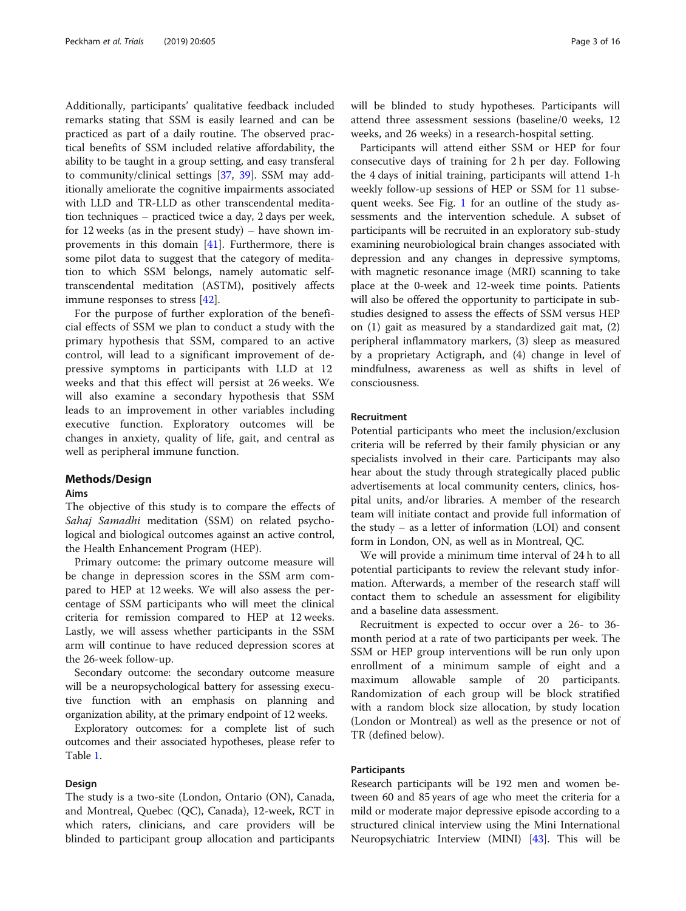Additionally, participants' qualitative feedback included remarks stating that SSM is easily learned and can be practiced as part of a daily routine. The observed practical benefits of SSM included relative affordability, the ability to be taught in a group setting, and easy transferal to community/clinical settings [37, 39]. SSM may additionally ameliorate the cognitive impairments associated with LLD and TR-LLD as other transcendental meditation techniques – practiced twice a day, 2 days per week, for 12 weeks (as in the present study) – have shown improvements in this domain [41]. Furthermore, there is some pilot data to suggest that the category of meditation to which SSM belongs, namely automatic self-transcendental meditation (ASTM), positively affects immune responses to stress [42].

For the purpose of further exploration of the beneficial effects of SSM we plan to conduct a study with the primary hypothesis that SSM, compared to an active control, will lead to a significant improvement of depressive symptoms in participants with LLD at 12 weeks and that this effect will persist at 26 weeks. We will also examine a secondary hypothesis that SSM leads to an improvement in other variables including executive function. Exploratory outcomes will be changes in anxiety, quality of life, gait, and central as well as peripheral immune function.

## Methods/Design

### Aims

The objective of this study is to compare the effects of *Sahaj Samadhi* meditation (SSM) on related psychological and biological outcomes against an active control, the Health Enhancement Program (HEP).

Primary outcome: the primary outcome measure will be change in depression scores in the SSM arm compared to HEP at 12 weeks. We will also assess the percentage of SSM participants who will meet the clinical criteria for remission compared to HEP at 12 weeks. Lastly, we will assess whether participants in the SSM arm will continue to have reduced depression scores at the 26-week follow-up.

Secondary outcome: the secondary outcome measure will be a neuropsychological battery for assessing executive function with an emphasis on planning and organization ability, at the primary endpoint of 12 weeks.

Exploratory outcomes: for a complete list of such outcomes and their associated hypotheses, please refer to Table 1.

### Design

The study is a two-site (London, Ontario (ON), Canada, and Montreal, Quebec (QC), Canada), 12-week, RCT in which raters, clinicians, and care providers will be blinded to participant group allocation and participants will be blinded to study hypotheses. Participants will attend three assessment sessions (baseline/0 weeks, 12 weeks, and 26 weeks) in a research-hospital setting.

Participants will attend either SSM or HEP for four consecutive days of training for 2 h per day. Following the 4 days of initial training, participants will attend 1-h weekly follow-up sessions of HEP or SSM for 11 subsequent weeks. See Fig. 1 for an outline of the study assessments and the intervention schedule. A subset of participants will be recruited in an exploratory sub-study examining neurobiological brain changes associated with depression and any changes in depressive symptoms, with magnetic resonance image (MRI) scanning to take place at the 0-week and 12-week time points. Patients will also be offered the opportunity to participate in sub-studies designed to assess the effects of SSM versus HEP on (1) gait as measured by a standardized gait mat, (2) peripheral inflammatory markers, (3) sleep as measured by a proprietary Actigraph, and (4) change in level of mindfulness, awareness as well as shifts in level of consciousness.

### Recruitment

Potential participants who meet the inclusion/exclusion criteria will be referred by their family physician or any specialists involved in their care. Participants may also hear about the study through strategically placed public advertisements at local community centers, clinics, hospital units, and/or libraries. A member of the research team will initiate contact and provide full information of the study – as a letter of information (LOI) and consent form in London, ON, as well as in Montreal, QC.

We will provide a minimum time interval of 24 h to all potential participants to review the relevant study information. Afterwards, a member of the research staff will contact them to schedule an assessment for eligibility and a baseline data assessment.

Recruitment is expected to occur over a 26- to 36-month period at a rate of two participants per week. The SSM or HEP group interventions will be run only upon enrollment of a minimum sample of eight and a maximum allowable sample of 20 participants. Randomization of each group will be block stratified with a random block size allocation, by study location (London or Montreal) as well as the presence or not of TR (defined below).

### Participants

Research participants will be 192 men and women between 60 and 85 years of age who meet the criteria for a mild or moderate major depressive episode according to a structured clinical interview using the Mini International Neuropsychiatric Interview (MINI) [43]. This will be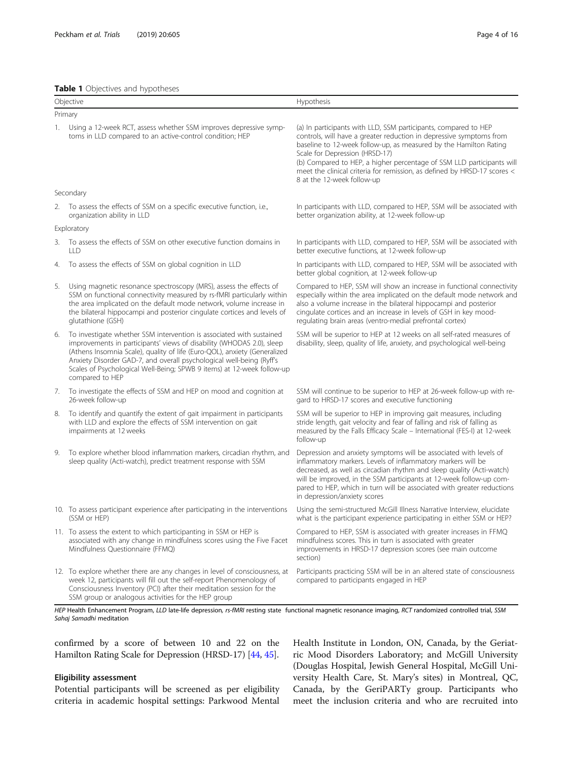**Table 1** Objectives and hypotheses

| Objective | Hypothesis |
|---|---|
| Primary | |
| 1. Using a 12-week RCT, assess whether SSM improves depressive symptoms in LLD compared to an active-control condition; HEP | (a) In participants with LLD, SSM participants, compared to HEP controls, will have a greater reduction in depressive symptoms from baseline to 12-week follow-up, as measured by the Hamilton Rating Scale for Depression (HRSD-17)<br>(b) Compared to HEP, a higher percentage of SSM LLD participants will meet the clinical criteria for remission, as defined by HRSD-17 scores < 8 at the 12-week follow-up |
| Secondary | |
| 2. To assess the effects of SSM on a specific executive function, i.e., organization ability in LLD | In participants with LLD, compared to HEP, SSM will be associated with better organization ability, at 12-week follow-up |
| Exploratory | |
| 3. To assess the effects of SSM on other executive function domains in LLD | In participants with LLD, compared to HEP, SSM will be associated with better executive functions, at 12-week follow-up |
| 4. To assess the effects of SSM on global cognition in LLD | In participants with LLD, compared to HEP, SSM will be associated with better global cognition, at 12-week follow-up |
| 5. Using magnetic resonance spectroscopy (MRS), assess the effects of SSM on functional connectivity measured by rs-fMRI particularly within the area implicated on the default mode network, volume increase in the bilateral hippocampi and posterior cingulate cortices and levels of glutathione (GSH) | Compared to HEP, SSM will show an increase in functional connectivity especially within the area implicated on the default mode network and also a volume increase in the bilateral hippocampi and posterior cingulate cortices and an increase in levels of GSH in key mood-regulating brain areas (ventro-medial prefrontal cortex) |
| 6. To investigate whether SSM intervention is associated with sustained improvements in participants' views of disability (WHODAS 2.0), sleep (Athens Insomnia Scale), quality of life (Euro-QOL), anxiety (Generalized Anxiety Disorder GAD-7, and overall psychological well-being (Ryff's Scales of Psychological Well-Being; SPWB 9 items) at 12-week follow-up compared to HEP | SSM will be superior to HEP at 12 weeks on all self-rated measures of disability, sleep, quality of life, anxiety, and psychological well-being |
| 7. To investigate the effects of SSM and HEP on mood and cognition at 26-week follow-up | SSM will continue to be superior to HEP at 26-week follow-up with regard to HRSD-17 scores and executive functioning |
| 8. To identify and quantify the extent of gait impairment in participants with LLD and explore the effects of SSM intervention on gait impairments at 12 weeks | SSM will be superior to HEP in improving gait measures, including stride length, gait velocity and fear of falling and risk of falling as measured by the Falls Efficacy Scale – International (FES-I) at 12-week follow-up |
| 9. To explore whether blood inflammation markers, circadian rhythm, and sleep quality (Acti-watch), predict treatment response with SSM | Depression and anxiety symptoms will be associated with levels of inflammatory markers. Levels of inflammatory markers will be decreased, as well as circadian rhythm and sleep quality (Acti-watch) will be improved, in the SSM participants at 12-week follow-up compared to HEP, which in turn will be associated with greater reductions in depression/anxiety scores |
| 10. To assess participant experience after participating in the interventions (SSM or HEP) | Using the semi-structured McGill Illness Narrative Interview, elucidate what is the participant experience participating in either SSM or HEP? |
| 11. To assess the extent to which participanting in SSM or HEP is associated with any change in mindfulness scores using the Five Facet Mindfulness Questionnaire (FFMQ) | Compared to HEP, SSM is associated with greater increases in FFMQ mindfulness scores. This in turn is associated with greater improvements in HRSD-17 depression scores (see main outcome section) |
| 12. To explore whether there are any changes in level of consciousness, at week 12, participants will fill out the self-report Phenomenology of Consciousness Inventory (PCI) after their meditation session for the SSM group or analogous activities for the HEP group | Participants practicing SSM will be in an altered state of consciousness compared to participants engaged in HEP |

*HEP* Health Enhancement Program, *LLD* late-life depression, *rs-fMRI* resting state functional magnetic resonance imaging, *RCT* randomized controlled trial, *SSM* Sahaj Samadhi meditation

confirmed by a score of between 10 and 22 on the Hamilton Rating Scale for Depression (HRSD-17) [44, 45].

### Eligibility assessment

Potential participants will be screened as per eligibility criteria in academic hospital settings: Parkwood Mental Health Institute in London, ON, Canada, by the Geriatric Mood Disorders Laboratory; and McGill University (Douglas Hospital, Jewish General Hospital, McGill University Health Care, St. Mary's sites) in Montreal, QC, Canada, by the GeriPARTy group. Participants who meet the inclusion criteria and who are recruited into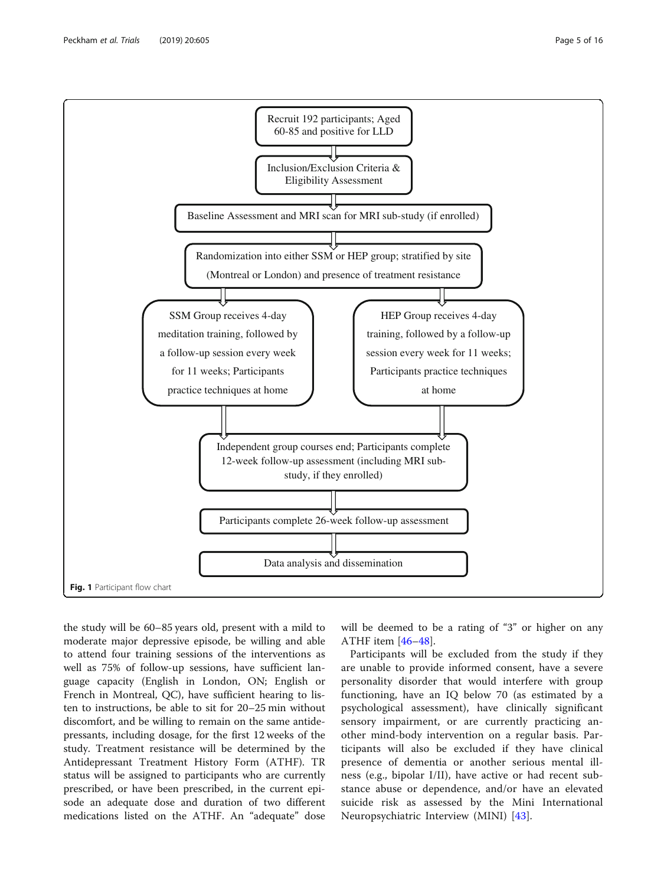Recruit 192 participants; Aged 60-85 and positive for LLD

↓

Inclusion/Exclusion Criteria & Eligibility Assessment

↓

Baseline Assessment and MRI scan for MRI sub-study (if enrolled)

↓

Randomization into either SSM or HEP group; stratified by site (Montreal or London) and presence of treatment resistance

↓

- SSM Group receives 4-day meditation training, followed by a follow-up session every week for 11 weeks; Participants practice techniques at home
- HEP Group receives 4-day training, followed by a follow-up session every week for 11 weeks; Participants practice techniques at home

↓

Independent group courses end; Participants complete 12-week follow-up assessment (including MRI sub-study, if they enrolled)

↓

Participants complete 26-week follow-up assessment

↓

Data analysis and dissemination

**Fig. 1** Participant flow chart

the study will be 60–85 years old, present with a mild to moderate major depressive episode, be willing and able to attend four training sessions of the interventions as well as 75% of follow-up sessions, have sufficient language capacity (English in London, ON; English or French in Montreal, QC), have sufficient hearing to listen to instructions, be able to sit for 20–25 min without discomfort, and be willing to remain on the same antidepressants, including dosage, for the first 12 weeks of the study. Treatment resistance will be determined by the Antidepressant Treatment History Form (ATHF). TR status will be assigned to participants who are currently prescribed, or have been prescribed, in the current episode an adequate dose and duration of two different medications listed on the ATHF. An "adequate" dose will be deemed to be a rating of "3" or higher on any ATHF item [46–48].

Participants will be excluded from the study if they are unable to provide informed consent, have a severe personality disorder that would interfere with group functioning, have an IQ below 70 (as estimated by a psychological assessment), have clinically significant sensory impairment, or are currently practicing another mind-body intervention on a regular basis. Participants will also be excluded if they have clinical presence of dementia or another serious mental illness (e.g., bipolar I/II), have active or had recent substance abuse or dependence, and/or have an elevated suicide risk as assessed by the Mini International Neuropsychiatric Interview (MINI) [43].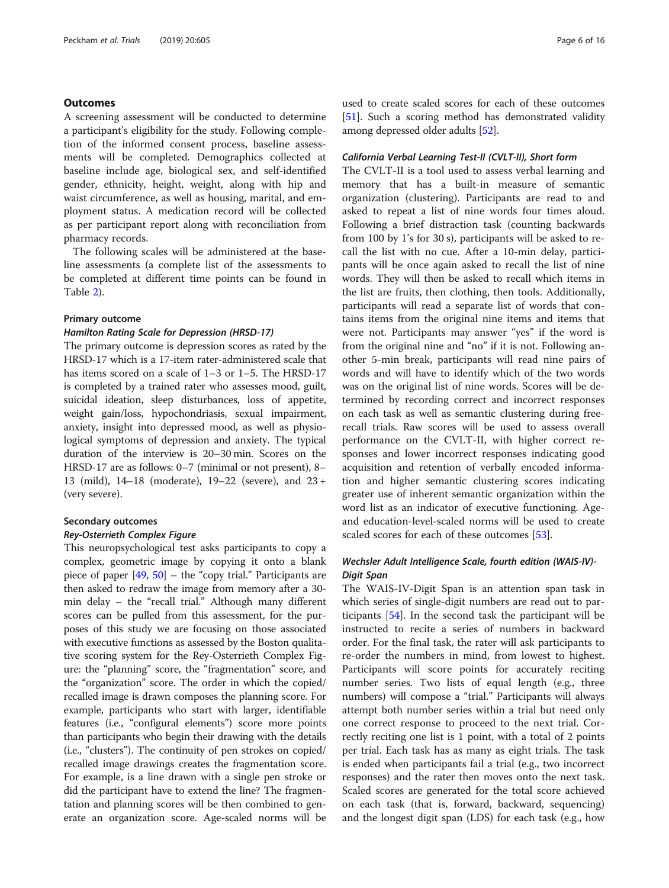## Outcomes

A screening assessment will be conducted to determine a participant's eligibility for the study. Following completion of the informed consent process, baseline assessments will be completed. Demographics collected at baseline include age, biological sex, and self-identified gender, ethnicity, height, weight, along with hip and waist circumference, as well as housing, marital, and employment status. A medication record will be collected as per participant report along with reconciliation from pharmacy records.

The following scales will be administered at the baseline assessments (a complete list of the assessments to be completed at different time points can be found in Table 2).

### Primary outcome

#### *Hamilton Rating Scale for Depression (HRSD-17)*

The primary outcome is depression scores as rated by the HRSD-17 which is a 17-item rater-administered scale that has items scored on a scale of 1–3 or 1–5. The HRSD-17 is completed by a trained rater who assesses mood, guilt, suicidal ideation, sleep disturbances, loss of appetite, weight gain/loss, hypochondriasis, sexual impairment, anxiety, insight into depressed mood, as well as physiological symptoms of depression and anxiety. The typical duration of the interview is 20–30 min. Scores on the HRSD-17 are as follows: 0–7 (minimal or not present), 8–13 (mild), 14–18 (moderate), 19–22 (severe), and 23 + (very severe).

### Secondary outcomes

#### *Rey-Osterrieth Complex Figure*

This neuropsychological test asks participants to copy a complex, geometric image by copying it onto a blank piece of paper [49, 50] – the "copy trial." Participants are then asked to redraw the image from memory after a 30-min delay – the "recall trial." Although many different scores can be pulled from this assessment, for the purposes of this study we are focusing on those associated with executive functions as assessed by the Boston qualitative scoring system for the Rey-Osterrieth Complex Figure: the "planning" score, the "fragmentation" score, and the "organization" score. The order in which the copied/recalled image is drawn composes the planning score. For example, participants who start with larger, identifiable features (i.e., "configural elements") score more points than participants who begin their drawing with the details (i.e., "clusters"). The continuity of pen strokes on copied/recalled image drawings creates the fragmentation score. For example, is a line drawn with a single pen stroke or did the participant have to extend the line? The fragmentation and planning scores will be then combined to generate an organization score. Age-scaled norms will be used to create scaled scores for each of these outcomes [51]. Such a scoring method has demonstrated validity among depressed older adults [52].

#### *California Verbal Learning Test-II (CVLT-II), Short form*

The CVLT-II is a tool used to assess verbal learning and memory that has a built-in measure of semantic organization (clustering). Participants are read to and asked to repeat a list of nine words four times aloud. Following a brief distraction task (counting backwards from 100 by 1's for 30 s), participants will be asked to recall the list with no cue. After a 10-min delay, participants will be once again asked to recall the list of nine words. They will then be asked to recall which items in the list are fruits, then clothing, then tools. Additionally, participants will read a separate list of words that contains items from the original nine items and items that were not. Participants may answer "yes" if the word is from the original nine and "no" if it is not. Following another 5-min break, participants will read nine pairs of words and will have to identify which of the two words was on the original list of nine words. Scores will be determined by recording correct and incorrect responses on each task as well as semantic clustering during free-recall trials. Raw scores will be used to assess overall performance on the CVLT-II, with higher correct responses and lower incorrect responses indicating good acquisition and retention of verbally encoded information and higher semantic clustering scores indicating greater use of inherent semantic organization within the word list as an indicator of executive functioning. Age- and education-level-scaled norms will be used to create scaled scores for each of these outcomes [53].

#### *Wechsler Adult Intelligence Scale, fourth edition (WAIS-IV)-Digit Span*

The WAIS-IV-Digit Span is an attention span task in which series of single-digit numbers are read out to participants [54]. In the second task the participant will be instructed to recite a series of numbers in backward order. For the final task, the rater will ask participants to re-order the numbers in mind, from lowest to highest. Participants will score points for accurately reciting number series. Two lists of equal length (e.g., three numbers) will compose a "trial." Participants will always attempt both number series within a trial but need only one correct response to proceed to the next trial. Correctly reciting one list is 1 point, with a total of 2 points per trial. Each task has as many as eight trials. The task is ended when participants fail a trial (e.g., two incorrect responses) and the rater then moves onto the next task. Scaled scores are generated for the total score achieved on each task (that is, forward, backward, sequencing) and the longest digit span (LDS) for each task (e.g., how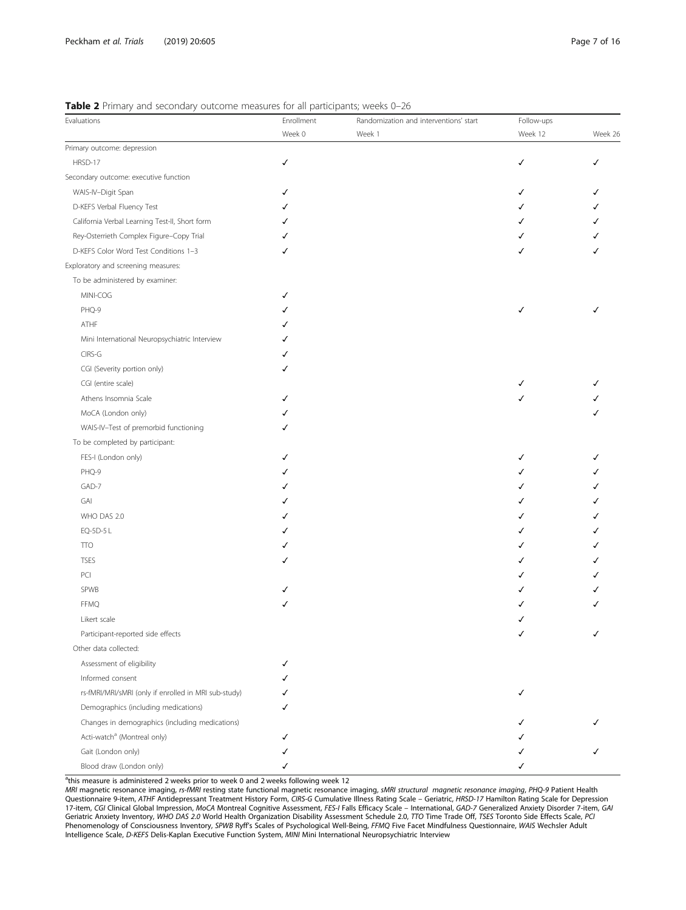**Table 2** Primary and secondary outcome measures for all participants; weeks 0–26

| Evaluations | Enrollment | Randomization and interventions' start | Follow-ups | |
|---|---|---|---|---|
| | Week 0 | Week 1 | Week 12 | Week 26 |
| Primary outcome: depression | | | | |
| HRSD-17 | ✓ | | ✓ | ✓ |
| Secondary outcome: executive function | | | | |
| WAIS-IV–Digit Span | ✓ | | ✓ | ✓ |
| D-KEFS Verbal Fluency Test | ✓ | | ✓ | ✓ |
| California Verbal Learning Test-II, Short form | ✓ | | ✓ | ✓ |
| Rey-Osterrieth Complex Figure–Copy Trial | ✓ | | ✓ | ✓ |
| D-KEFS Color Word Test Conditions 1–3 | ✓ | | ✓ | ✓ |
| Exploratory and screening measures: | | | | |
| To be administered by examiner: | | | | |
| MINI-COG | ✓ | | | |
| PHQ-9 | ✓ | | ✓ | ✓ |
| ATHF | ✓ | | | |
| Mini International Neuropsychiatric Interview | ✓ | | | |
| CIRS-G | ✓ | | | |
| CGI (Severity portion only) | ✓ | | | |
| CGI (entire scale) | | | ✓ | ✓ |
| Athens Insomnia Scale | ✓ | | ✓ | ✓ |
| MoCA (London only) | ✓ | | | ✓ |
| WAIS-IV–Test of premorbid functioning | ✓ | | | |
| To be completed by participant: | | | | |
| FES-I (London only) | ✓ | | ✓ | ✓ |
| PHQ-9 | ✓ | | ✓ | ✓ |
| GAD-7 | ✓ | | ✓ | ✓ |
| GAI | ✓ | | ✓ | ✓ |
| WHO DAS 2.0 | ✓ | | ✓ | ✓ |
| EQ-5D-5 L | ✓ | | ✓ | ✓ |
| TTO | ✓ | | ✓ | ✓ |
| TSES | ✓ | | ✓ | ✓ |
| PCI | | | ✓ | ✓ |
| SPWB | ✓ | | ✓ | ✓ |
| FFMQ | ✓ | | ✓ | ✓ |
| Likert scale | | | ✓ | |
| Participant-reported side effects | | | ✓ | ✓ |
| Other data collected: | | | | |
| Assessment of eligibility | ✓ | | | |
| Informed consent | ✓ | | | |
| rs-fMRI/MRI/sMRI (only if enrolled in MRI sub-study) | ✓ | | ✓ | |
| Demographics (including medications) | ✓ | | | |
| Changes in demographics (including medications) | | | ✓ | ✓ |
| Acti-watch[a] (Montreal only) | ✓ | | ✓ | |
| Gait (London only) | ✓ | | ✓ | ✓ |
| Blood draw (London only) | ✓ | | ✓ | |

[a]this measure is administered 2 weeks prior to week 0 and 2 weeks following week 12

*MRI* magnetic resonance imaging, *rs-fMRI* resting state functional magnetic resonance imaging, *sMRI structural magnetic resonance imaging*, *PHQ-9* Patient Health Questionnaire 9-item, *ATHF* Antidepressant Treatment History Form, *CIRS-G* Cumulative Illness Rating Scale – Geriatric, *HRSD-17* Hamilton Rating Scale for Depression 17-item, *CGI* Clinical Global Impression, *MoCA* Montreal Cognitive Assessment, *FES-I* Falls Efficacy Scale – International, *GAD-7* Generalized Anxiety Disorder 7-item, *GAI* Geriatric Anxiety Inventory, *WHO DAS 2.0* World Health Organization Disability Assessment Schedule 2.0, *TTO* Time Trade Off, *TSES* Toronto Side Effects Scale, *PCI* Phenomenology of Consciousness Inventory, *SPWB* Ryff's Scales of Psychological Well-Being, *FFMQ* Five Facet Mindfulness Questionnaire, *WAIS* Wechsler Adult Intelligence Scale, *D-KEFS* Delis-Kaplan Executive Function System, *MINI* Mini International Neuropsychiatric Interview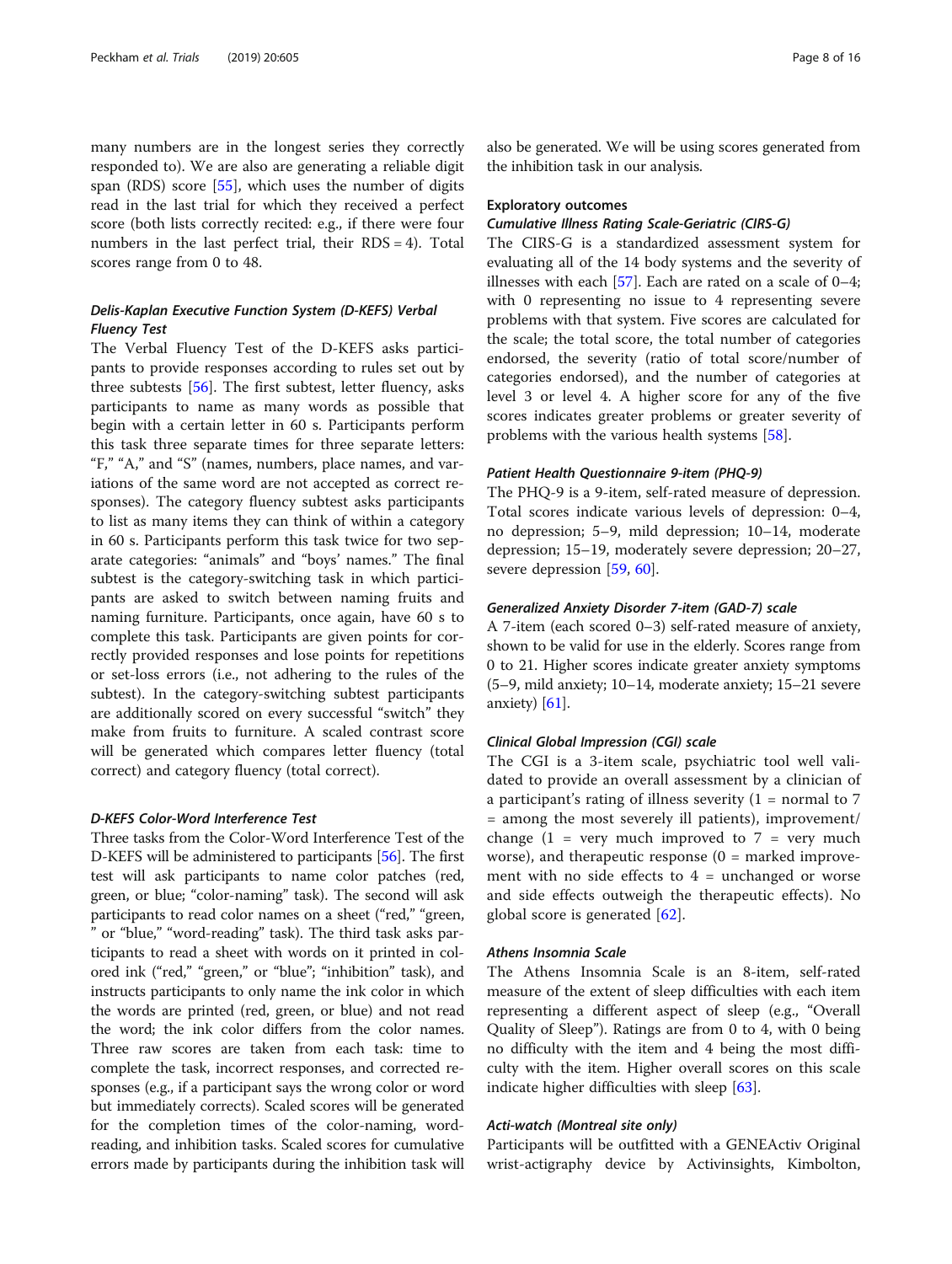many numbers are in the longest series they correctly responded to). We are also are generating a reliable digit span (RDS) score [55], which uses the number of digits read in the last trial for which they received a perfect score (both lists correctly recited: e.g., if there were four numbers in the last perfect trial, their RDS = 4). Total scores range from 0 to 48.

#### *Delis-Kaplan Executive Function System (D-KEFS) Verbal Fluency Test*

The Verbal Fluency Test of the D-KEFS asks participants to provide responses according to rules set out by three subtests [56]. The first subtest, letter fluency, asks participants to name as many words as possible that begin with a certain letter in 60 s. Participants perform this task three separate times for three separate letters: "F," "A," and "S" (names, numbers, place names, and variations of the same word are not accepted as correct responses). The category fluency subtest asks participants to list as many items they can think of within a category in 60 s. Participants perform this task twice for two separate categories: "animals" and "boys' names." The final subtest is the category-switching task in which participants are asked to switch between naming fruits and naming furniture. Participants, once again, have 60 s to complete this task. Participants are given points for correctly provided responses and lose points for repetitions or set-loss errors (i.e., not adhering to the rules of the subtest). In the category-switching subtest participants are additionally scored on every successful "switch" they make from fruits to furniture. A scaled contrast score will be generated which compares letter fluency (total correct) and category fluency (total correct).

#### *D-KEFS Color-Word Interference Test*

Three tasks from the Color-Word Interference Test of the D-KEFS will be administered to participants [56]. The first test will ask participants to name color patches (red, green, or blue; "color-naming" task). The second will ask participants to read color names on a sheet ("red," "green," or "blue," "word-reading" task). The third task asks participants to read a sheet with words on it printed in colored ink ("red," "green," or "blue"; "inhibition" task), and instructs participants to only name the ink color in which the words are printed (red, green, or blue) and not read the word; the ink color differs from the color names. Three raw scores are taken from each task: time to complete the task, incorrect responses, and corrected responses (e.g., if a participant says the wrong color or word but immediately corrects). Scaled scores will be generated for the completion times of the color-naming, word-reading, and inhibition tasks. Scaled scores for cumulative errors made by participants during the inhibition task will also be generated. We will be using scores generated from the inhibition task in our analysis.

### Exploratory outcomes

#### *Cumulative Illness Rating Scale-Geriatric (CIRS-G)*

The CIRS-G is a standardized assessment system for evaluating all of the 14 body systems and the severity of illnesses with each [57]. Each are rated on a scale of 0–4; with 0 representing no issue to 4 representing severe problems with that system. Five scores are calculated for the scale; the total score, the total number of categories endorsed, the severity (ratio of total score/number of categories endorsed), and the number of categories at level 3 or level 4. A higher score for any of the five scores indicates greater problems or greater severity of problems with the various health systems [58].

#### *Patient Health Questionnaire 9-item (PHQ-9)*

The PHQ-9 is a 9-item, self-rated measure of depression. Total scores indicate various levels of depression: 0–4, no depression; 5–9, mild depression; 10–14, moderate depression; 15–19, moderately severe depression; 20–27, severe depression [59, 60].

#### *Generalized Anxiety Disorder 7-item (GAD-7) scale*

A 7-item (each scored 0–3) self-rated measure of anxiety, shown to be valid for use in the elderly. Scores range from 0 to 21. Higher scores indicate greater anxiety symptoms (5–9, mild anxiety; 10–14, moderate anxiety; 15–21 severe anxiety) [61].

#### *Clinical Global Impression (CGI) scale*

The CGI is a 3-item scale, psychiatric tool well validated to provide an overall assessment by a clinician of a participant's rating of illness severity (1 = normal to 7 = among the most severely ill patients), improvement/change (1 = very much improved to 7 = very much worse), and therapeutic response (0 = marked improvement with no side effects to 4 = unchanged or worse and side effects outweigh the therapeutic effects). No global score is generated [62].

#### *Athens Insomnia Scale*

The Athens Insomnia Scale is an 8-item, self-rated measure of the extent of sleep difficulties with each item representing a different aspect of sleep (e.g., "Overall Quality of Sleep"). Ratings are from 0 to 4, with 0 being no difficulty with the item and 4 being the most difficulty with the item. Higher overall scores on this scale indicate higher difficulties with sleep [63].

#### *Acti-watch (Montreal site only)*

Participants will be outfitted with a GENEActiv Original wrist-actigraphy device by Activinsights, Kimbolton,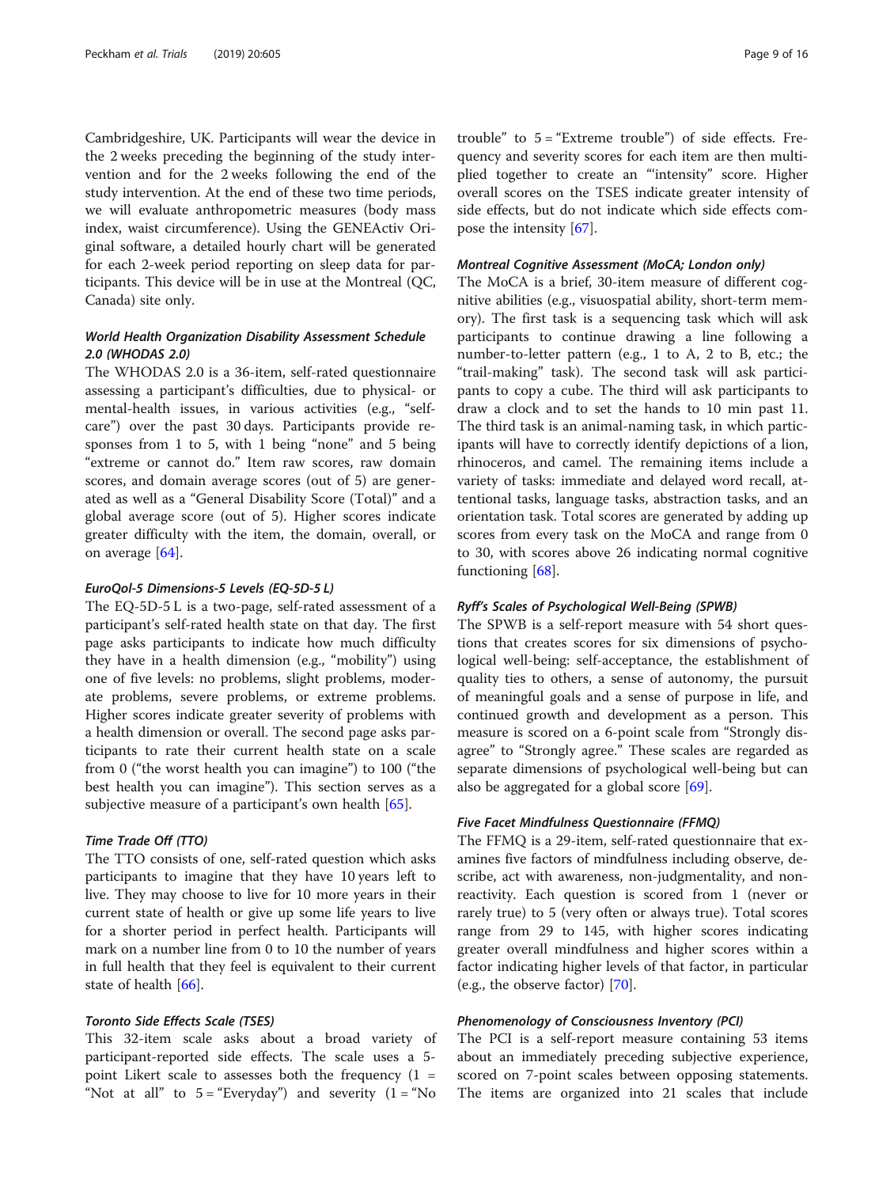Cambridgeshire, UK. Participants will wear the device in the 2 weeks preceding the beginning of the study intervention and for the 2 weeks following the end of the study intervention. At the end of these two time periods, we will evaluate anthropometric measures (body mass index, waist circumference). Using the GENEActiv Original software, a detailed hourly chart will be generated for each 2-week period reporting on sleep data for participants. This device will be in use at the Montreal (QC, Canada) site only.

#### *World Health Organization Disability Assessment Schedule 2.0 (WHODAS 2.0)*

The WHODAS 2.0 is a 36-item, self-rated questionnaire assessing a participant's difficulties, due to physical- or mental-health issues, in various activities (e.g., "self-care") over the past 30 days. Participants provide responses from 1 to 5, with 1 being "none" and 5 being "extreme or cannot do." Item raw scores, raw domain scores, and domain average scores (out of 5) are generated as well as a "General Disability Score (Total)" and a global average score (out of 5). Higher scores indicate greater difficulty with the item, the domain, overall, or on average [64].

#### *EuroQol-5 Dimensions-5 Levels (EQ-5D-5 L)*

The EQ-5D-5 L is a two-page, self-rated assessment of a participant's self-rated health state on that day. The first page asks participants to indicate how much difficulty they have in a health dimension (e.g., "mobility") using one of five levels: no problems, slight problems, moderate problems, severe problems, or extreme problems. Higher scores indicate greater severity of problems with a health dimension or overall. The second page asks participants to rate their current health state on a scale from 0 ("the worst health you can imagine") to 100 ("the best health you can imagine"). This section serves as a subjective measure of a participant's own health [65].

#### *Time Trade Off (TTO)*

The TTO consists of one, self-rated question which asks participants to imagine that they have 10 years left to live. They may choose to live for 10 more years in their current state of health or give up some life years to live for a shorter period in perfect health. Participants will mark on a number line from 0 to 10 the number of years in full health that they feel is equivalent to their current state of health [66].

#### *Toronto Side Effects Scale (TSES)*

This 32-item scale asks about a broad variety of participant-reported side effects. The scale uses a 5-point Likert scale to assesses both the frequency (1 = "Not at all" to 5 = "Everyday") and severity (1 = "No trouble" to 5 = "Extreme trouble") of side effects. Frequency and severity scores for each item are then multiplied together to create an "'intensity" score. Higher overall scores on the TSES indicate greater intensity of side effects, but do not indicate which side effects compose the intensity [67].

#### *Montreal Cognitive Assessment (MoCA; London only)*

The MoCA is a brief, 30-item measure of different cognitive abilities (e.g., visuospatial ability, short-term memory). The first task is a sequencing task which will ask participants to continue drawing a line following a number-to-letter pattern (e.g., 1 to A, 2 to B, etc.; the "trail-making" task). The second task will ask participants to copy a cube. The third will ask participants to draw a clock and to set the hands to 10 min past 11. The third task is an animal-naming task, in which participants will have to correctly identify depictions of a lion, rhinoceros, and camel. The remaining items include a variety of tasks: immediate and delayed word recall, attentional tasks, language tasks, abstraction tasks, and an orientation task. Total scores are generated by adding up scores from every task on the MoCA and range from 0 to 30, with scores above 26 indicating normal cognitive functioning [68].

#### *Ryff's Scales of Psychological Well-Being (SPWB)*

The SPWB is a self-report measure with 54 short questions that creates scores for six dimensions of psychological well-being: self-acceptance, the establishment of quality ties to others, a sense of autonomy, the pursuit of meaningful goals and a sense of purpose in life, and continued growth and development as a person. This measure is scored on a 6-point scale from "Strongly disagree" to "Strongly agree." These scales are regarded as separate dimensions of psychological well-being but can also be aggregated for a global score [69].

#### *Five Facet Mindfulness Questionnaire (FFMQ)*

The FFMQ is a 29-item, self-rated questionnaire that examines five factors of mindfulness including observe, describe, act with awareness, non-judgmentality, and non-reactivity. Each question is scored from 1 (never or rarely true) to 5 (very often or always true). Total scores range from 29 to 145, with higher scores indicating greater overall mindfulness and higher scores within a factor indicating higher levels of that factor, in particular (e.g., the observe factor) [70].

#### *Phenomenology of Consciousness Inventory (PCI)*

The PCI is a self-report measure containing 53 items about an immediately preceding subjective experience, scored on 7-point scales between opposing statements. The items are organized into 21 scales that include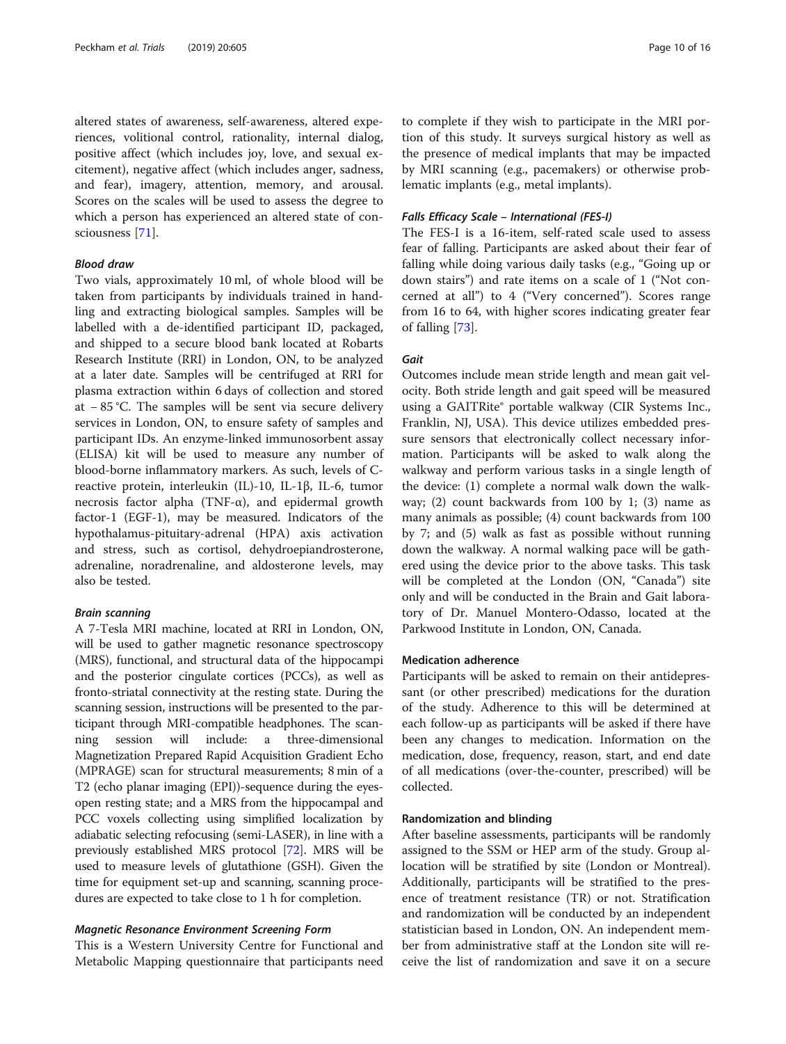altered states of awareness, self-awareness, altered experiences, volitional control, rationality, internal dialog, positive affect (which includes joy, love, and sexual excitement), negative affect (which includes anger, sadness, and fear), imagery, attention, memory, and arousal. Scores on the scales will be used to assess the degree to which a person has experienced an altered state of consciousness [71].

#### *Blood draw*

Two vials, approximately 10 ml, of whole blood will be taken from participants by individuals trained in handling and extracting biological samples. Samples will be labelled with a de-identified participant ID, packaged, and shipped to a secure blood bank located at Robarts Research Institute (RRI) in London, ON, to be analyzed at a later date. Samples will be centrifuged at RRI for plasma extraction within 6 days of collection and stored at − 85 °C. The samples will be sent via secure delivery services in London, ON, to ensure safety of samples and participant IDs. An enzyme-linked immunosorbent assay (ELISA) kit will be used to measure any number of blood-borne inflammatory markers. As such, levels of C-reactive protein, interleukin (IL)-10, IL-1β, IL-6, tumor necrosis factor alpha (TNF-α), and epidermal growth factor-1 (EGF-1), may be measured. Indicators of the hypothalamus-pituitary-adrenal (HPA) axis activation and stress, such as cortisol, dehydroepiandrosterone, adrenaline, noradrenaline, and aldosterone levels, may also be tested.

#### *Brain scanning*

A 7-Tesla MRI machine, located at RRI in London, ON, will be used to gather magnetic resonance spectroscopy (MRS), functional, and structural data of the hippocampi and the posterior cingulate cortices (PCCs), as well as fronto-striatal connectivity at the resting state. During the scanning session, instructions will be presented to the participant through MRI-compatible headphones. The scanning session will include: a three-dimensional Magnetization Prepared Rapid Acquisition Gradient Echo (MPRAGE) scan for structural measurements; 8 min of a T2 (echo planar imaging (EPI))-sequence during the eyes-open resting state; and a MRS from the hippocampal and PCC voxels collecting using simplified localization by adiabatic selecting refocusing (semi-LASER), in line with a previously established MRS protocol [72]. MRS will be used to measure levels of glutathione (GSH). Given the time for equipment set-up and scanning, scanning procedures are expected to take close to 1 h for completion.

#### *Magnetic Resonance Environment Screening Form*

This is a Western University Centre for Functional and Metabolic Mapping questionnaire that participants need to complete if they wish to participate in the MRI portion of this study. It surveys surgical history as well as the presence of medical implants that may be impacted by MRI scanning (e.g., pacemakers) or otherwise problematic implants (e.g., metal implants).

#### *Falls Efficacy Scale – International (FES-I)*

The FES-I is a 16-item, self-rated scale used to assess fear of falling. Participants are asked about their fear of falling while doing various daily tasks (e.g., "Going up or down stairs") and rate items on a scale of 1 ("Not concerned at all") to 4 ("Very concerned"). Scores range from 16 to 64, with higher scores indicating greater fear of falling [73].

#### *Gait*

Outcomes include mean stride length and mean gait velocity. Both stride length and gait speed will be measured using a GAITRite® portable walkway (CIR Systems Inc., Franklin, NJ, USA). This device utilizes embedded pressure sensors that electronically collect necessary information. Participants will be asked to walk along the walkway and perform various tasks in a single length of the device: (1) complete a normal walk down the walkway; (2) count backwards from 100 by 1; (3) name as many animals as possible; (4) count backwards from 100 by 7; and (5) walk as fast as possible without running down the walkway. A normal walking pace will be gathered using the device prior to the above tasks. This task will be completed at the London (ON, "Canada") site only and will be conducted in the Brain and Gait laboratory of Dr. Manuel Montero-Odasso, located at the Parkwood Institute in London, ON, Canada.

### Medication adherence

Participants will be asked to remain on their antidepressant (or other prescribed) medications for the duration of the study. Adherence to this will be determined at each follow-up as participants will be asked if there have been any changes to medication. Information on the medication, dose, frequency, reason, start, and end date of all medications (over-the-counter, prescribed) will be collected.

### Randomization and blinding

After baseline assessments, participants will be randomly assigned to the SSM or HEP arm of the study. Group allocation will be stratified by site (London or Montreal). Additionally, participants will be stratified to the presence of treatment resistance (TR) or not. Stratification and randomization will be conducted by an independent statistician based in London, ON. An independent member from administrative staff at the London site will receive the list of randomization and save it on a secure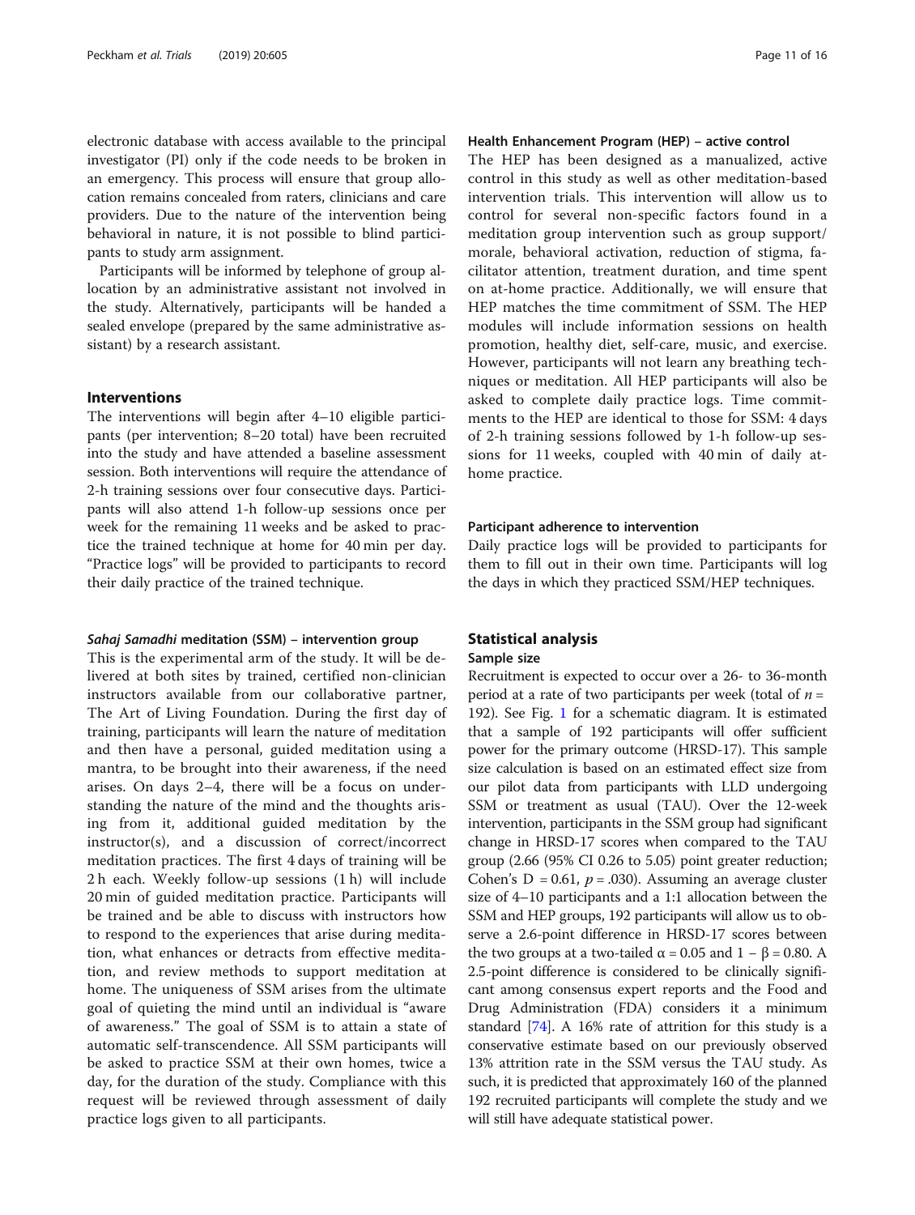electronic database with access available to the principal investigator (PI) only if the code needs to be broken in an emergency. This process will ensure that group allocation remains concealed from raters, clinicians and care providers. Due to the nature of the intervention being behavioral in nature, it is not possible to blind participants to study arm assignment.

Participants will be informed by telephone of group allocation by an administrative assistant not involved in the study. Alternatively, participants will be handed a sealed envelope (prepared by the same administrative assistant) by a research assistant.

## Interventions

The interventions will begin after 4–10 eligible participants (per intervention; 8–20 total) have been recruited into the study and have attended a baseline assessment session. Both interventions will require the attendance of 2-h training sessions over four consecutive days. Participants will also attend 1-h follow-up sessions once per week for the remaining 11 weeks and be asked to practice the trained technique at home for 40 min per day. "Practice logs" will be provided to participants to record their daily practice of the trained technique.

### *Sahaj Samadhi* meditation (SSM) – intervention group

This is the experimental arm of the study. It will be delivered at both sites by trained, certified non-clinician instructors available from our collaborative partner, The Art of Living Foundation. During the first day of training, participants will learn the nature of meditation and then have a personal, guided meditation using a mantra, to be brought into their awareness, if the need arises. On days 2–4, there will be a focus on understanding the nature of the mind and the thoughts arising from it, additional guided meditation by the instructor(s), and a discussion of correct/incorrect meditation practices. The first 4 days of training will be 2 h each. Weekly follow-up sessions (1 h) will include 20 min of guided meditation practice. Participants will be trained and be able to discuss with instructors how to respond to the experiences that arise during meditation, what enhances or detracts from effective meditation, and review methods to support meditation at home. The uniqueness of SSM arises from the ultimate goal of quieting the mind until an individual is "aware of awareness." The goal of SSM is to attain a state of automatic self-transcendence. All SSM participants will be asked to practice SSM at their own homes, twice a day, for the duration of the study. Compliance with this request will be reviewed through assessment of daily practice logs given to all participants.

### Health Enhancement Program (HEP) – active control

The HEP has been designed as a manualized, active control in this study as well as other meditation-based intervention trials. This intervention will allow us to control for several non-specific factors found in a meditation group intervention such as group support/morale, behavioral activation, reduction of stigma, facilitator attention, treatment duration, and time spent on at-home practice. Additionally, we will ensure that HEP matches the time commitment of SSM. The HEP modules will include information sessions on health promotion, healthy diet, self-care, music, and exercise. However, participants will not learn any breathing techniques or meditation. All HEP participants will also be asked to complete daily practice logs. Time commitments to the HEP are identical to those for SSM: 4 days of 2-h training sessions followed by 1-h follow-up sessions for 11 weeks, coupled with 40 min of daily at-home practice.

### Participant adherence to intervention

Daily practice logs will be provided to participants for them to fill out in their own time. Participants will log the days in which they practiced SSM/HEP techniques.

## Statistical analysis

### Sample size

Recruitment is expected to occur over a 26- to 36-month period at a rate of two participants per week (total of $n = 192$). See Fig. 1 for a schematic diagram. It is estimated that a sample of 192 participants will offer sufficient power for the primary outcome (HRSD-17). This sample size calculation is based on an estimated effect size from our pilot data from participants with LLD undergoing SSM or treatment as usual (TAU). Over the 12-week intervention, participants in the SSM group had significant change in HRSD-17 scores when compared to the TAU group (2.66 (95% CI 0.26 to 5.05) point greater reduction; Cohen's D = 0.61, $p = .030$). Assuming an average cluster size of 4–10 participants and a 1:1 allocation between the SSM and HEP groups, 192 participants will allow us to observe a 2.6-point difference in HRSD-17 scores between the two groups at a two-tailed $\alpha = 0.05$ and $1 - \beta = 0.80$. A 2.5-point difference is considered to be clinically significant among consensus expert reports and the Food and Drug Administration (FDA) considers it a minimum standard [74]. A 16% rate of attrition for this study is a conservative estimate based on our previously observed 13% attrition rate in the SSM versus the TAU study. As such, it is predicted that approximately 160 of the planned 192 recruited participants will complete the study and we will still have adequate statistical power.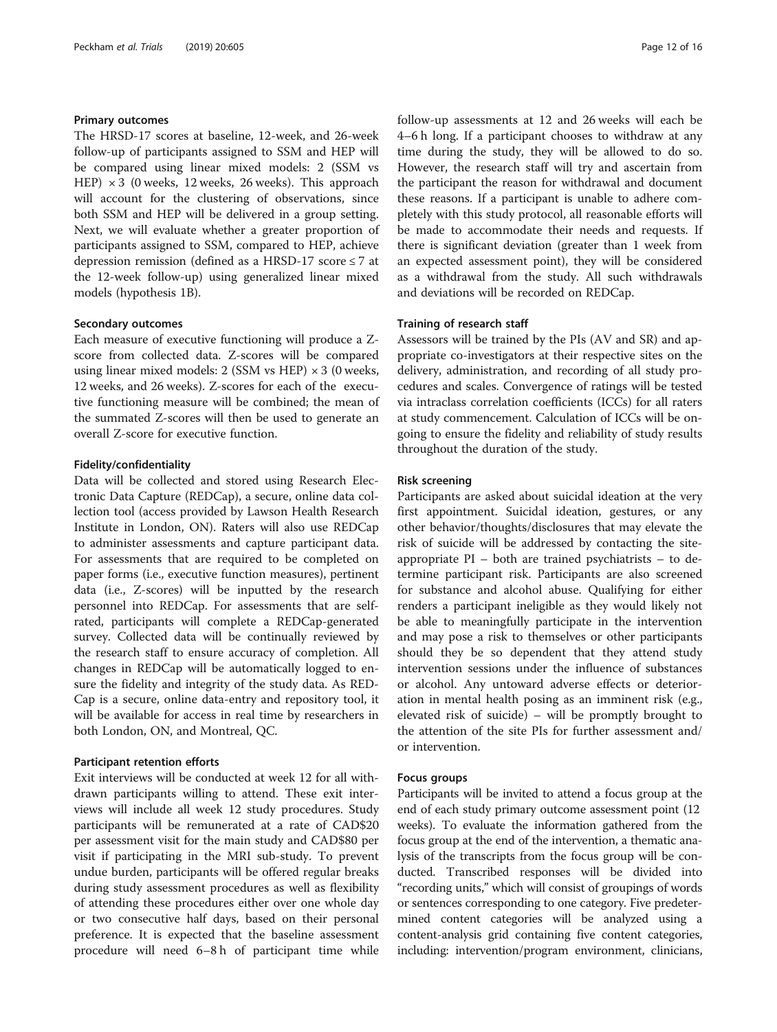#### Primary outcomes

The HRSD-17 scores at baseline, 12-week, and 26-week follow-up of participants assigned to SSM and HEP will be compared using linear mixed models: 2 (SSM vs HEP) × 3 (0 weeks, 12 weeks, 26 weeks). This approach will account for the clustering of observations, since both SSM and HEP will be delivered in a group setting. Next, we will evaluate whether a greater proportion of participants assigned to SSM, compared to HEP, achieve depression remission (defined as a HRSD-17 score ≤ 7 at the 12-week follow-up) using generalized linear mixed models (hypothesis 1B).

#### Secondary outcomes

Each measure of executive functioning will produce a Z-score from collected data. Z-scores will be compared using linear mixed models: 2 (SSM vs HEP) × 3 (0 weeks, 12 weeks, and 26 weeks). Z-scores for each of the executive functioning measure will be combined; the mean of the summated Z-scores will then be used to generate an overall Z-score for executive function.

#### Fidelity/confidentiality

Data will be collected and stored using Research Electronic Data Capture (REDCap), a secure, online data collection tool (access provided by Lawson Health Research Institute in London, ON). Raters will also use REDCap to administer assessments and capture participant data. For assessments that are required to be completed on paper forms (i.e., executive function measures), pertinent data (i.e., Z-scores) will be inputted by the research personnel into REDCap. For assessments that are self-rated, participants will complete a REDCap-generated survey. Collected data will be continually reviewed by the research staff to ensure accuracy of completion. All changes in REDCap will be automatically logged to ensure the fidelity and integrity of the study data. As REDCap is a secure, online data-entry and repository tool, it will be available for access in real time by researchers in both London, ON, and Montreal, QC.

#### Participant retention efforts

Exit interviews will be conducted at week 12 for all withdrawn participants willing to attend. These exit interviews will include all week 12 study procedures. Study participants will be remunerated at a rate of CAD$20 per assessment visit for the main study and CAD$80 per visit if participating in the MRI sub-study. To prevent undue burden, participants will be offered regular breaks during study assessment procedures as well as flexibility of attending these procedures either over one whole day or two consecutive half days, based on their personal preference. It is expected that the baseline assessment procedure will need 6–8 h of participant time while follow-up assessments at 12 and 26 weeks will each be 4–6 h long. If a participant chooses to withdraw at any time during the study, they will be allowed to do so. However, the research staff will try and ascertain from the participant the reason for withdrawal and document these reasons. If a participant is unable to adhere completely with this study protocol, all reasonable efforts will be made to accommodate their needs and requests. If there is significant deviation (greater than 1 week from an expected assessment point), they will be considered as a withdrawal from the study. All such withdrawals and deviations will be recorded on REDCap.

#### Training of research staff

Assessors will be trained by the PIs (AV and SR) and appropriate co-investigators at their respective sites on the delivery, administration, and recording of all study procedures and scales. Convergence of ratings will be tested via intraclass correlation coefficients (ICCs) for all raters at study commencement. Calculation of ICCs will be ongoing to ensure the fidelity and reliability of study results throughout the duration of the study.

#### Risk screening

Participants are asked about suicidal ideation at the very first appointment. Suicidal ideation, gestures, or any other behavior/thoughts/disclosures that may elevate the risk of suicide will be addressed by contacting the site-appropriate PI – both are trained psychiatrists – to determine participant risk. Participants are also screened for substance and alcohol abuse. Qualifying for either renders a participant ineligible as they would likely not be able to meaningfully participate in the intervention and may pose a risk to themselves or other participants should they be so dependent that they attend study intervention sessions under the influence of substances or alcohol. Any untoward adverse effects or deterioration in mental health posing as an imminent risk (e.g., elevated risk of suicide) – will be promptly brought to the attention of the site PIs for further assessment and/or intervention.

#### Focus groups

Participants will be invited to attend a focus group at the end of each study primary outcome assessment point (12 weeks). To evaluate the information gathered from the focus group at the end of the intervention, a thematic analysis of the transcripts from the focus group will be conducted. Transcribed responses will be divided into "recording units," which will consist of groupings of words or sentences corresponding to one category. Five predetermined content categories will be analyzed using a content-analysis grid containing five content categories, including: intervention/program environment, clinicians,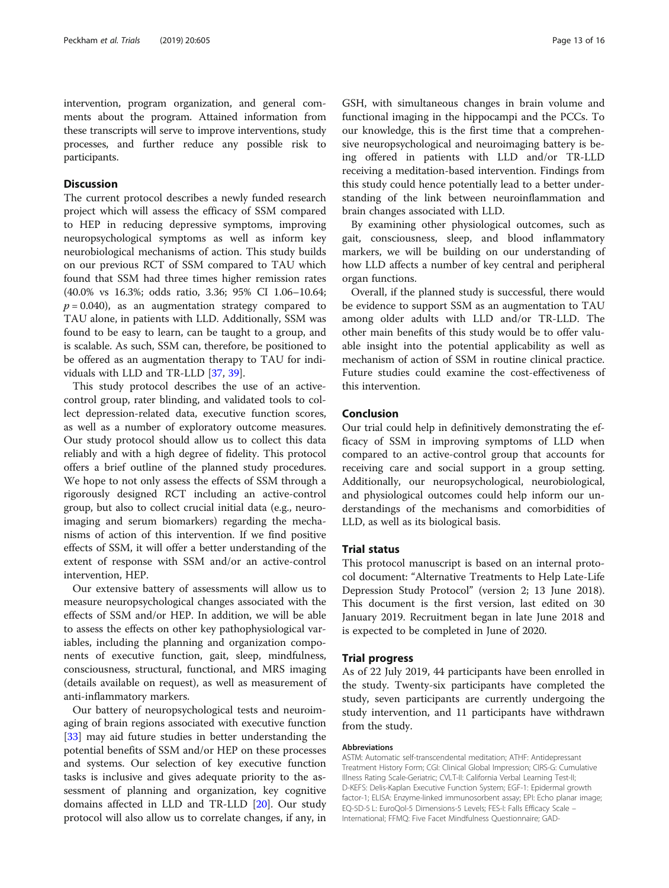intervention, program organization, and general comments about the program. Attained information from these transcripts will serve to improve interventions, study processes, and further reduce any possible risk to participants.

## Discussion

The current protocol describes a newly funded research project which will assess the efficacy of SSM compared to HEP in reducing depressive symptoms, improving neuropsychological symptoms as well as inform key neurobiological mechanisms of action. This study builds on our previous RCT of SSM compared to TAU which found that SSM had three times higher remission rates (40.0% vs 16.3%; odds ratio, 3.36; 95% CI 1.06–10.64; $p = 0.040$), as an augmentation strategy compared to TAU alone, in patients with LLD. Additionally, SSM was found to be easy to learn, can be taught to a group, and is scalable. As such, SSM can, therefore, be positioned to be offered as an augmentation therapy to TAU for individuals with LLD and TR-LLD [37, 39].

This study protocol describes the use of an active-control group, rater blinding, and validated tools to collect depression-related data, executive function scores, as well as a number of exploratory outcome measures. Our study protocol should allow us to collect this data reliably and with a high degree of fidelity. This protocol offers a brief outline of the planned study procedures. We hope to not only assess the effects of SSM through a rigorously designed RCT including an active-control group, but also to collect crucial initial data (e.g., neuroimaging and serum biomarkers) regarding the mechanisms of action of this intervention. If we find positive effects of SSM, it will offer a better understanding of the extent of response with SSM and/or an active-control intervention, HEP.

Our extensive battery of assessments will allow us to measure neuropsychological changes associated with the effects of SSM and/or HEP. In addition, we will be able to assess the effects on other key pathophysiological variables, including the planning and organization components of executive function, gait, sleep, mindfulness, consciousness, structural, functional, and MRS imaging (details available on request), as well as measurement of anti-inflammatory markers.

Our battery of neuropsychological tests and neuroimaging of brain regions associated with executive function [33] may aid future studies in better understanding the potential benefits of SSM and/or HEP on these processes and systems. Our selection of key executive function tasks is inclusive and gives adequate priority to the assessment of planning and organization, key cognitive domains affected in LLD and TR-LLD [20]. Our study protocol will also allow us to correlate changes, if any, in GSH, with simultaneous changes in brain volume and functional imaging in the hippocampi and the PCCs. To our knowledge, this is the first time that a comprehensive neuropsychological and neuroimaging battery is being offered in patients with LLD and/or TR-LLD receiving a meditation-based intervention. Findings from this study could hence potentially lead to a better understanding of the link between neuroinflammation and brain changes associated with LLD.

By examining other physiological outcomes, such as gait, consciousness, sleep, and blood inflammatory markers, we will be building on our understanding of how LLD affects a number of key central and peripheral organ functions.

Overall, if the planned study is successful, there would be evidence to support SSM as an augmentation to TAU among older adults with LLD and/or TR-LLD. The other main benefits of this study would be to offer valuable insight into the potential applicability as well as mechanism of action of SSM in routine clinical practice. Future studies could examine the cost-effectiveness of this intervention.

## Conclusion

Our trial could help in definitively demonstrating the efficacy of SSM in improving symptoms of LLD when compared to an active-control group that accounts for receiving care and social support in a group setting. Additionally, our neuropsychological, neurobiological, and physiological outcomes could help inform our understandings of the mechanisms and comorbidities of LLD, as well as its biological basis.

## Trial status

This protocol manuscript is based on an internal protocol document: "Alternative Treatments to Help Late-Life Depression Study Protocol" (version 2; 13 June 2018). This document is the first version, last edited on 30 January 2019. Recruitment began in late June 2018 and is expected to be completed in June of 2020.

## Trial progress

As of 22 July 2019, 44 participants have been enrolled in the study. Twenty-six participants have completed the study, seven participants are currently undergoing the study intervention, and 11 participants have withdrawn from the study.

#### Abbreviations

ASTM: Automatic self-transcendental meditation; ATHF: Antidepressant Treatment History Form; CGI: Clinical Global Impression; CIRS-G: Cumulative Illness Rating Scale-Geriatric; CVLT-II: California Verbal Learning Test-II; D-KEFS: Delis-Kaplan Executive Function System; EGF-1: Epidermal growth factor-1; ELISA: Enzyme-linked immunosorbent assay; EPI: Echo planar image; EQ-5D-5 L: EuroQol-5 Dimensions-5 Levels; FES-I: Falls Efficacy Scale – International; FFMQ: Five Facet Mindfulness Questionnaire; GAD-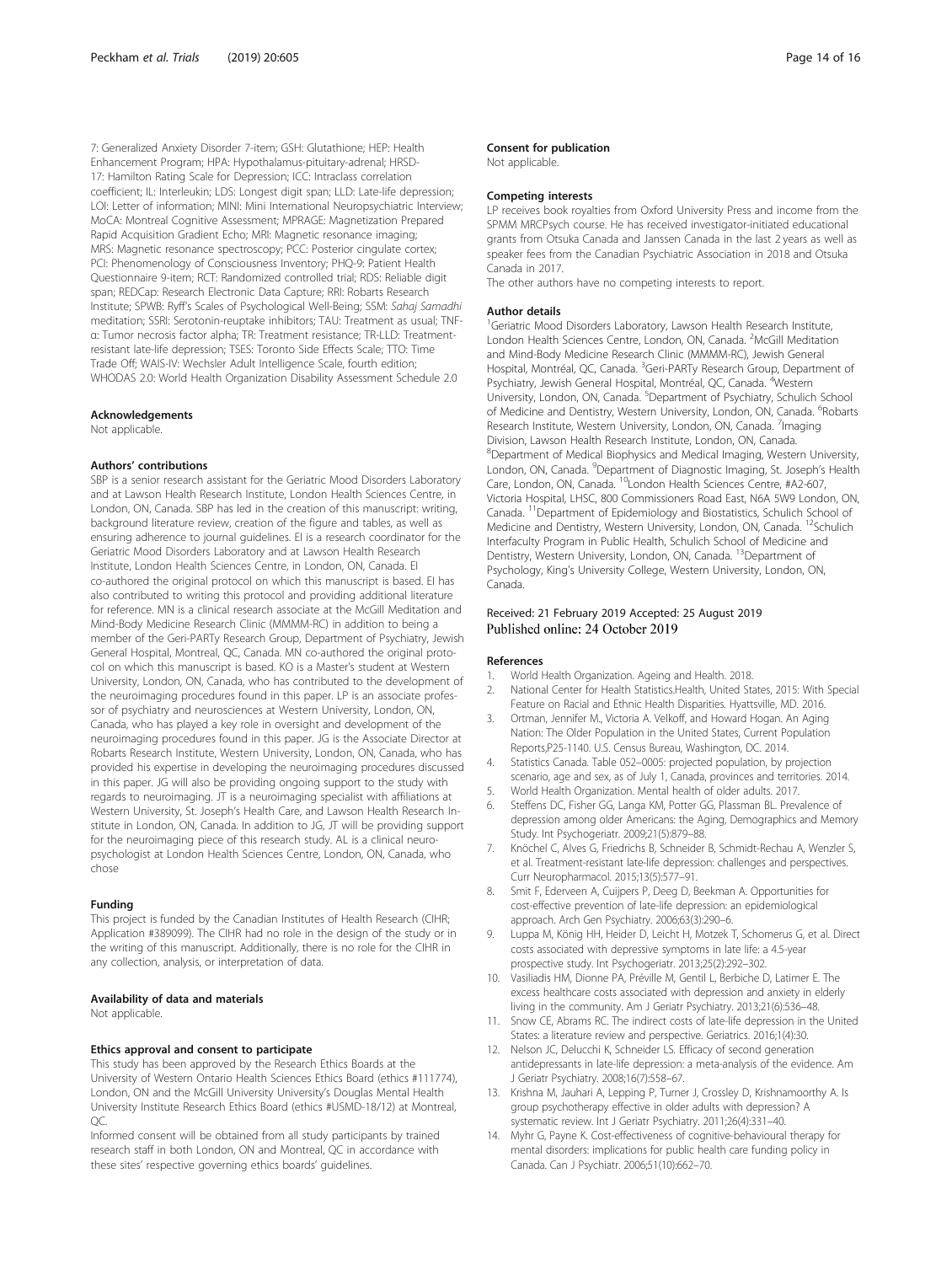7: Generalized Anxiety Disorder 7-item; GSH: Glutathione; HEP: Health Enhancement Program; HPA: Hypothalamus-pituitary-adrenal; HRSD-17: Hamilton Rating Scale for Depression; ICC: Intraclass correlation coefficient; IL: Interleukin; LDS: Longest digit span; LLD: Late-life depression; LOI: Letter of information; MINI: Mini International Neuropsychiatric Interview; MoCA: Montreal Cognitive Assessment; MPRAGE: Magnetization Prepared Rapid Acquisition Gradient Echo; MRI: Magnetic resonance imaging; MRS: Magnetic resonance spectroscopy; PCC: Posterior cingulate cortex; PCI: Phenomenology of Consciousness Inventory; PHQ-9: Patient Health Questionnaire 9-item; RCT: Randomized controlled trial; RDS: Reliable digit span; REDCap: Research Electronic Data Capture; RRI: Robarts Research Institute; SPWB: Ryff's Scales of Psychological Well-Being; SSM: *Sahaj Samadhi* meditation; SSRI: Serotonin-reuptake inhibitors; TAU: Treatment as usual; TNF-α: Tumor necrosis factor alpha; TR: Treatment resistance; TR-LLD: Treatment-resistant late-life depression; TSES: Toronto Side Effects Scale; TTO: Time Trade Off; WAIS-IV: Wechsler Adult Intelligence Scale, fourth edition; WHODAS 2.0: World Health Organization Disability Assessment Schedule 2.0

### Acknowledgements

Not applicable.

### Authors' contributions

SBP is a senior research assistant for the Geriatric Mood Disorders Laboratory and at Lawson Health Research Institute, London Health Sciences Centre, in London, ON, Canada. SBP has led in the creation of this manuscript: writing, background literature review, creation of the figure and tables, as well as ensuring adherence to journal guidelines. EI is a research coordinator for the Geriatric Mood Disorders Laboratory and at Lawson Health Research Institute, London Health Sciences Centre, in London, ON, Canada. EI co-authored the original protocol on which this manuscript is based. EI has also contributed to writing this protocol and providing additional literature for reference. MN is a clinical research associate at the McGill Meditation and Mind-Body Medicine Research Clinic (MMMM-RC) in addition to being a member of the Geri-PARTy Research Group, Department of Psychiatry, Jewish General Hospital, Montreal, QC, Canada. MN co-authored the original protocol on which this manuscript is based. KO is a Master's student at Western University, London, ON, Canada, who has contributed to the development of the neuroimaging procedures found in this paper. LP is an associate professor of psychiatry and neurosciences at Western University, London, ON, Canada, who has played a key role in oversight and development of the neuroimaging procedures found in this paper. JG is the Associate Director at Robarts Research Institute, Western University, London, ON, Canada, who has provided his expertise in developing the neuroimaging procedures discussed in this paper. JG will also be providing ongoing support to the study with regards to neuroimaging. JT is a neuroimaging specialist with affiliations at Western University, St. Joseph's Health Care, and Lawson Health Research Institute in London, ON, Canada. In addition to JG, JT will be providing support for the neuroimaging piece of this research study. AL is a clinical neuropsychologist at London Health Sciences Centre, London, ON, Canada, who chose

### Funding

This project is funded by the Canadian Institutes of Health Research (CIHR; Application #389099). The CIHR had no role in the design of the study or in the writing of this manuscript. Additionally, there is no role for the CIHR in any collection, analysis, or interpretation of data.

### Availability of data and materials

Not applicable.

### Ethics approval and consent to participate

This study has been approved by the Research Ethics Boards at the University of Western Ontario Health Sciences Ethics Board (ethics #111774), London, ON and the McGill University University's Douglas Mental Health University Institute Research Ethics Board (ethics #USMD-18/12) at Montreal, QC.

Informed consent will be obtained from all study participants by trained research staff in both London, ON and Montreal, QC in accordance with these sites' respective governing ethics boards' guidelines.

### Consent for publication

Not applicable.

### Competing interests

LP receives book royalties from Oxford University Press and income from the SPMM MRCPsych course. He has received investigator-initiated educational grants from Otsuka Canada and Janssen Canada in the last 2 years as well as speaker fees from the Canadian Psychiatric Association in 2018 and Otsuka Canada in 2017.

The other authors have no competing interests to report.

### Author details

[1]Geriatric Mood Disorders Laboratory, Lawson Health Research Institute, London Health Sciences Centre, London, ON, Canada. [2]McGill Meditation and Mind-Body Medicine Research Clinic (MMMM-RC), Jewish General Hospital, Montréal, QC, Canada. [3]Geri-PARTy Research Group, Department of Psychiatry, Jewish General Hospital, Montréal, QC, Canada. [4]Western University, London, ON, Canada. [5]Department of Psychiatry, Schulich School of Medicine and Dentistry, Western University, London, ON, Canada. [6]Robarts Research Institute, Western University, London, ON, Canada. [7]Imaging Division, Lawson Health Research Institute, London, ON, Canada. [8]Department of Medical Biophysics and Medical Imaging, Western University, London, ON, Canada. [9]Department of Diagnostic Imaging, St. Joseph's Health Care, London, ON, Canada. [10]London Health Sciences Centre, #A2-607, Victoria Hospital, LHSC, 800 Commissioners Road East, N6A 5W9 London, ON, Canada. [11]Department of Epidemiology and Biostatistics, Schulich School of Medicine and Dentistry, Western University, London, ON, Canada. [12]Schulich Interfaculty Program in Public Health, Schulich School of Medicine and Dentistry, Western University, London, ON, Canada. [13]Department of Psychology, King's University College, Western University, London, ON, Canada.

Received: 21 February 2019 Accepted: 25 August 2019
Published online: 24 October 2019

### References

1. World Health Organization. Ageing and Health. 2018.
2. National Center for Health Statistics.Health, United States, 2015: With Special Feature on Racial and Ethnic Health Disparities. Hyattsville, MD. 2016.
3. Ortman, Jennifer M., Victoria A. Velkoff, and Howard Hogan. An Aging Nation: The Older Population in the United States, Current Population Reports,P25-1140. U.S. Census Bureau, Washington, DC. 2014.
4. Statistics Canada. Table 052–0005: projected population, by projection scenario, age and sex, as of July 1, Canada, provinces and territories. 2014.
5. World Health Organization. Mental health of older adults. 2017.
6. Steffens DC, Fisher GG, Langa KM, Potter GG, Plassman BL. Prevalence of depression among older Americans: the Aging, Demographics and Memory Study. Int Psychogeriatr. 2009;21(5):879–88.
7. Knöchel C, Alves G, Friedrichs B, Schneider B, Schmidt-Rechau A, Wenzler S, et al. Treatment-resistant late-life depression: challenges and perspectives. Curr Neuropharmacol. 2015;13(5):577–91.
8. Smit F, Ederveen A, Cuijpers P, Deeg D, Beekman A. Opportunities for cost-effective prevention of late-life depression: an epidemiological approach. Arch Gen Psychiatry. 2006;63(3):290–6.
9. Luppa M, König HH, Heider D, Leicht H, Motzek T, Schomerus G, et al. Direct costs associated with depressive symptoms in late life: a 4.5-year prospective study. Int Psychogeriatr. 2013;25(2):292–302.
10. Vasiliadis HM, Dionne PA, Préville M, Gentil L, Berbiche D, Latimer E. The excess healthcare costs associated with depression and anxiety in elderly living in the community. Am J Geriatr Psychiatry. 2013;21(6):536–48.
11. Snow CE, Abrams RC. The indirect costs of late-life depression in the United States: a literature review and perspective. Geriatrics. 2016;1(4):30.
12. Nelson JC, Delucchi K, Schneider LS. Efficacy of second generation antidepressants in late-life depression: a meta-analysis of the evidence. Am J Geriatr Psychiatry. 2008;16(7):558–67.
13. Krishna M, Jauhari A, Lepping P, Turner J, Crossley D, Krishnamoorthy A. Is group psychotherapy effective in older adults with depression? A systematic review. Int J Geriatr Psychiatry. 2011;26(4):331–40.
14. Myhr G, Payne K. Cost-effectiveness of cognitive-behavioural therapy for mental disorders: implications for public health care funding policy in Canada. Can J Psychiatr. 2006;51(10):662–70.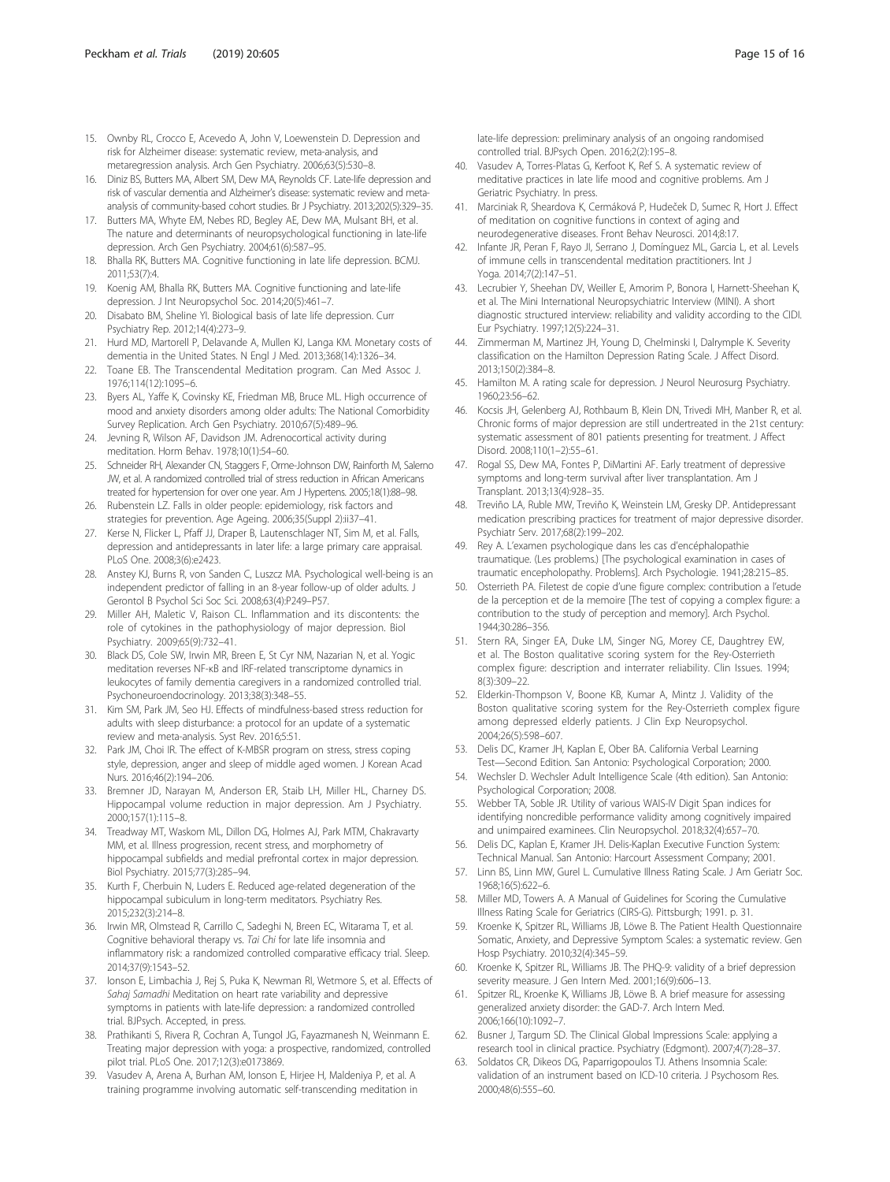15. Ownby RL, Crocco E, Acevedo A, John V, Loewenstein D. Depression and risk for Alzheimer disease: systematic review, meta-analysis, and metaregression analysis. Arch Gen Psychiatry. 2006;63(5):530–8.
16. Diniz BS, Butters MA, Albert SM, Dew MA, Reynolds CF. Late-life depression and risk of vascular dementia and Alzheimer's disease: systematic review and meta-analysis of community-based cohort studies. Br J Psychiatry. 2013;202(5):329–35.
17. Butters MA, Whyte EM, Nebes RD, Begley AE, Dew MA, Mulsant BH, et al. The nature and determinants of neuropsychological functioning in late-life depression. Arch Gen Psychiatry. 2004;61(6):587–95.
18. Bhalla RK, Butters MA. Cognitive functioning in late life depression. BCMJ. 2011;53(7):4.
19. Koenig AM, Bhalla RK, Butters MA. Cognitive functioning and late-life depression. J Int Neuropsychol Soc. 2014;20(5):461–7.
20. Disabato BM, Sheline YI. Biological basis of late life depression. Curr Psychiatry Rep. 2012;14(4):273–9.
21. Hurd MD, Martorell P, Delavande A, Mullen KJ, Langa KM. Monetary costs of dementia in the United States. N Engl J Med. 2013;368(14):1326–34.
22. Toane EB. The Transcendental Meditation program. Can Med Assoc J. 1976;114(12):1095–6.
23. Byers AL, Yaffe K, Covinsky KE, Friedman MB, Bruce ML. High occurrence of mood and anxiety disorders among older adults: The National Comorbidity Survey Replication. Arch Gen Psychiatry. 2010;67(5):489–96.
24. Jevning R, Wilson AF, Davidson JM. Adrenocortical activity during meditation. Horm Behav. 1978;10(1):54–60.
25. Schneider RH, Alexander CN, Staggers F, Orme-Johnson DW, Rainforth M, Salerno JW, et al. A randomized controlled trial of stress reduction in African Americans treated for hypertension for over one year. Am J Hypertens. 2005;18(1):88–98.
26. Rubenstein LZ. Falls in older people: epidemiology, risk factors and strategies for prevention. Age Ageing. 2006;35(Suppl 2):ii37–41.
27. Kerse N, Flicker L, Pfaff JJ, Draper B, Lautenschlager NT, Sim M, et al. Falls, depression and antidepressants in later life: a large primary care appraisal. PLoS One. 2008;3(6):e2423.
28. Anstey KJ, Burns R, von Sanden C, Luszcz MA. Psychological well-being is an independent predictor of falling in an 8-year follow-up of older adults. J Gerontol B Psychol Sci Soc Sci. 2008;63(4):P249–P57.
29. Miller AH, Maletic V, Raison CL. Inflammation and its discontents: the role of cytokines in the pathophysiology of major depression. Biol Psychiatry. 2009;65(9):732–41.
30. Black DS, Cole SW, Irwin MR, Breen E, St Cyr NM, Nazarian N, et al. Yogic meditation reverses NF-κB and IRF-related transcriptome dynamics in leukocytes of family dementia caregivers in a randomized controlled trial. Psychoneuroendocrinology. 2013;38(3):348–55.
31. Kim SM, Park JM, Seo HJ. Effects of mindfulness-based stress reduction for adults with sleep disturbance: a protocol for an update of a systematic review and meta-analysis. Syst Rev. 2016;5:51.
32. Park JM, Choi IR. The effect of K-MBSR program on stress, stress coping style, depression, anger and sleep of middle aged women. J Korean Acad Nurs. 2016;46(2):194–206.
33. Bremner JD, Narayan M, Anderson ER, Staib LH, Miller HL, Charney DS. Hippocampal volume reduction in major depression. Am J Psychiatry. 2000;157(1):115–8.
34. Treadway MT, Waskom ML, Dillon DG, Holmes AJ, Park MTM, Chakravarty MM, et al. Illness progression, recent stress, and morphometry of hippocampal subfields and medial prefrontal cortex in major depression. Biol Psychiatry. 2015;77(3):285–94.
35. Kurth F, Cherbuin N, Luders E. Reduced age-related degeneration of the hippocampal subiculum in long-term meditators. Psychiatry Res. 2015;232(3):214–8.
36. Irwin MR, Olmstead R, Carrillo C, Sadeghi N, Breen EC, Witarama T, et al. Cognitive behavioral therapy vs. *Tai Chi* for late life insomnia and inflammatory risk: a randomized controlled comparative efficacy trial. Sleep. 2014;37(9):1543–52.
37. Ionson E, Limbachia J, Rej S, Puka K, Newman RI, Wetmore S, et al. Effects of *Sahaj Samadhi* Meditation on heart rate variability and depressive symptoms in patients with late-life depression: a randomized controlled trial. BJPsych. Accepted, in press.
38. Prathikanti S, Rivera R, Cochran A, Tungol JG, Fayazmanesh N, Weinmann E. Treating major depression with yoga: a prospective, randomized, controlled pilot trial. PLoS One. 2017;12(3):e0173869.
39. Vasudev A, Arena A, Burhan AM, Ionson E, Hirjee H, Maldeniya P, et al. A training programme involving automatic self-transcending meditation in late-life depression: preliminary analysis of an ongoing randomised controlled trial. BJPsych Open. 2016;2(2):195–8.
40. Vasudev A, Torres-Platas G, Kerfoot K, Ref S. A systematic review of meditative practices in late life mood and cognitive problems. Am J Geriatric Psychiatry. In press.
41. Marciniak R, Sheardova K, Cermáková P, Hudeček D, Sumec R, Hort J. Effect of meditation on cognitive functions in context of aging and neurodegenerative diseases. Front Behav Neurosci. 2014;8:17.
42. Infante JR, Peran F, Rayo JI, Serrano J, Domínguez ML, Garcia L, et al. Levels of immune cells in transcendental meditation practitioners. Int J Yoga. 2014;7(2):147–51.
43. Lecrubier Y, Sheehan DV, Weiller E, Amorim P, Bonora I, Harnett-Sheehan K, et al. The Mini International Neuropsychiatric Interview (MINI). A short diagnostic structured interview: reliability and validity according to the CIDI. Eur Psychiatry. 1997;12(5):224–31.
44. Zimmerman M, Martinez JH, Young D, Chelminski I, Dalrymple K. Severity classification on the Hamilton Depression Rating Scale. J Affect Disord. 2013;150(2):384–8.
45. Hamilton M. A rating scale for depression. J Neurol Neurosurg Psychiatry. 1960;23:56–62.
46. Kocsis JH, Gelenberg AJ, Rothbaum B, Klein DN, Trivedi MH, Manber R, et al. Chronic forms of major depression are still undertreated in the 21st century: systematic assessment of 801 patients presenting for treatment. J Affect Disord. 2008;110(1–2):55–61.
47. Rogal SS, Dew MA, Fontes P, DiMartini AF. Early treatment of depressive symptoms and long-term survival after liver transplantation. Am J Transplant. 2013;13(4):928–35.
48. Treviño LA, Ruble MW, Treviño K, Weinstein LM, Gresky DP. Antidepressant medication prescribing practices for treatment of major depressive disorder. Psychiatr Serv. 2017;68(2):199–202.
49. Rey A. L'examen psychologique dans les cas d'encéphalopathie traumatique. (Les problems.) [The psychological examination in cases of traumatic encepholopathy. Problems]. Arch Psychologie. 1941;28:215–85.
50. Osterrieth PA. Filetest de copie d'une figure complex: contribution a l'etude de la perception et de la memoire [The test of copying a complex figure: a contribution to the study of perception and memory]. Arch Psychol. 1944;30:286–356.
51. Stern RA, Singer EA, Duke LM, Singer NG, Morey CE, Daughtrey EW, et al. The Boston qualitative scoring system for the Rey-Osterrieth complex figure: description and interrater reliability. Clin Issues. 1994; 8(3):309–22.
52. Elderkin-Thompson V, Boone KB, Kumar A, Mintz J. Validity of the Boston qualitative scoring system for the Rey-Osterrieth complex figure among depressed elderly patients. J Clin Exp Neuropsychol. 2004;26(5):598–607.
53. Delis DC, Kramer JH, Kaplan E, Ober BA. California Verbal Learning Test—Second Edition. San Antonio: Psychological Corporation; 2000.
54. Wechsler D. Wechsler Adult Intelligence Scale (4th edition). San Antonio: Psychological Corporation; 2008.
55. Webber TA, Soble JR. Utility of various WAIS-IV Digit Span indices for identifying noncredible performance validity among cognitively impaired and unimpaired examinees. Clin Neuropsychol. 2018;32(4):657–70.
56. Delis DC, Kaplan E, Kramer JH. Delis-Kaplan Executive Function System: Technical Manual. San Antonio: Harcourt Assessment Company; 2001.
57. Linn BS, Linn MW, Gurel L. Cumulative Illness Rating Scale. J Am Geriatr Soc. 1968;16(5):622–6.
58. Miller MD, Towers A. A Manual of Guidelines for Scoring the Cumulative Illness Rating Scale for Geriatrics (CIRS-G). Pittsburgh; 1991. p. 31.
59. Kroenke K, Spitzer RL, Williams JB, Löwe B. The Patient Health Questionnaire Somatic, Anxiety, and Depressive Symptom Scales: a systematic review. Gen Hosp Psychiatry. 2010;32(4):345–59.
60. Kroenke K, Spitzer RL, Williams JB. The PHQ-9: validity of a brief depression severity measure. J Gen Intern Med. 2001;16(9):606–13.
61. Spitzer RL, Kroenke K, Williams JB, Löwe B. A brief measure for assessing generalized anxiety disorder: the GAD-7. Arch Intern Med. 2006;166(10):1092–7.
62. Busner J, Targum SD. The Clinical Global Impressions Scale: applying a research tool in clinical practice. Psychiatry (Edgmont). 2007;4(7):28–37.
63. Soldatos CR, Dikeos DG, Paparrigopoulos TJ. Athens Insomnia Scale: validation of an instrument based on ICD-10 criteria. J Psychosom Res. 2000;48(6):555–60.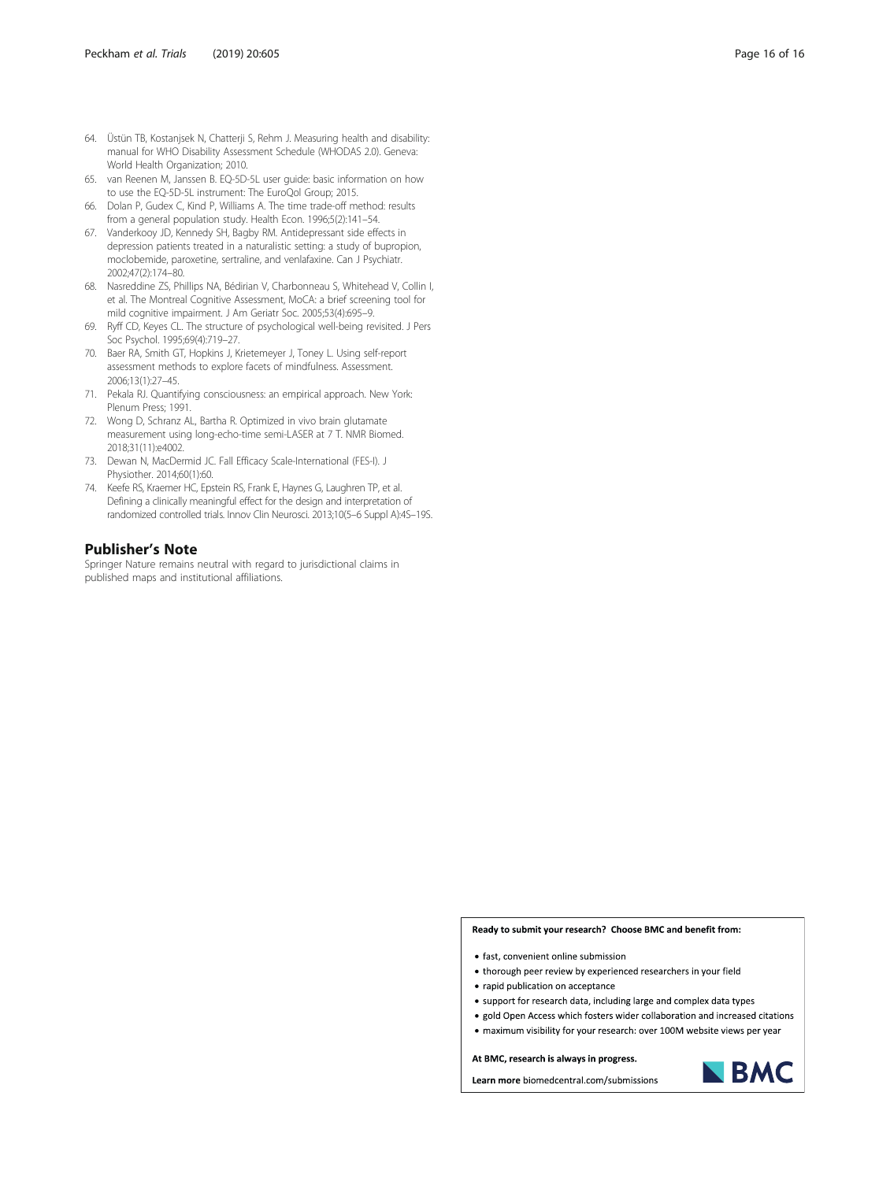64. Üstün TB, Kostanjsek N, Chatterji S, Rehm J. Measuring health and disability: manual for WHO Disability Assessment Schedule (WHODAS 2.0). Geneva: World Health Organization; 2010.
65. van Reenen M, Janssen B. EQ-5D-5L user guide: basic information on how to use the EQ-5D-5L instrument: The EuroQol Group; 2015.
66. Dolan P, Gudex C, Kind P, Williams A. The time trade-off method: results from a general population study. Health Econ. 1996;5(2):141–54.
67. Vanderkooy JD, Kennedy SH, Bagby RM. Antidepressant side effects in depression patients treated in a naturalistic setting: a study of bupropion, moclobemide, paroxetine, sertraline, and venlafaxine. Can J Psychiatr. 2002;47(2):174–80.
68. Nasreddine ZS, Phillips NA, Bédirian V, Charbonneau S, Whitehead V, Collin I, et al. The Montreal Cognitive Assessment, MoCA: a brief screening tool for mild cognitive impairment. J Am Geriatr Soc. 2005;53(4):695–9.
69. Ryff CD, Keyes CL. The structure of psychological well-being revisited. J Pers Soc Psychol. 1995;69(4):719–27.
70. Baer RA, Smith GT, Hopkins J, Krietemeyer J, Toney L. Using self-report assessment methods to explore facets of mindfulness. Assessment. 2006;13(1):27–45.
71. Pekala RJ. Quantifying consciousness: an empirical approach. New York: Plenum Press; 1991.
72. Wong D, Schranz AL, Bartha R. Optimized in vivo brain glutamate measurement using long-echo-time semi-LASER at 7 T. NMR Biomed. 2018;31(11):e4002.
73. Dewan N, MacDermid JC. Fall Efficacy Scale-International (FES-I). J Physiother. 2014;60(1):60.
74. Keefe RS, Kraemer HC, Epstein RS, Frank E, Haynes G, Laughren TP, et al. Defining a clinically meaningful effect for the design and interpretation of randomized controlled trials. Innov Clin Neurosci. 2013;10(5–6 Suppl A):4S–19S.

## Publisher's Note

Springer Nature remains neutral with regard to jurisdictional claims in published maps and institutional affiliations.

**Ready to submit your research? Choose BMC and benefit from:**

- fast, convenient online submission
- thorough peer review by experienced researchers in your field
- rapid publication on acceptance
- support for research data, including large and complex data types
- gold Open Access which fosters wider collaboration and increased citations
- maximum visibility for your research: over 100M website views per year

**At BMC, research is always in progress.**

**Learn more** biomedcentral.com/submissions

BMC